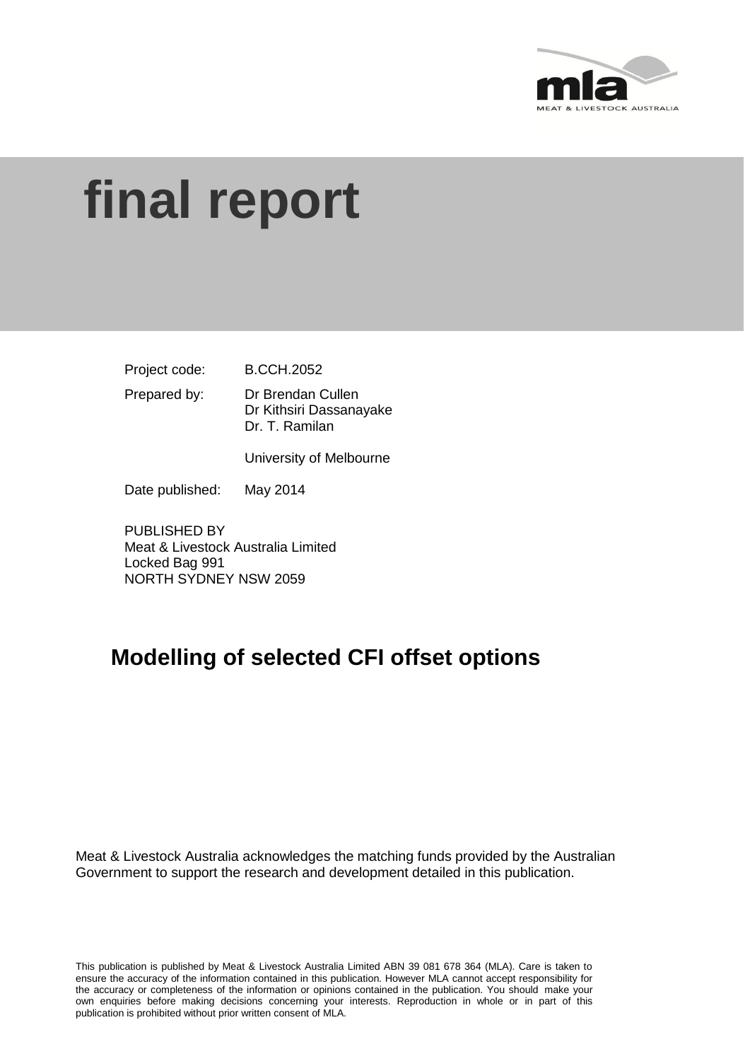# final report

| | |
|---|---|
| Project code: | B.CCH.2052 |
| Prepared by: | Dr Brendan Cullen<br>Dr Kithsiri Dassanayake<br>Dr. T. Ramilan<br><br>University of Melbourne |
| Date published: | May 2014 |

PUBLISHED BY
Meat & Livestock Australia Limited
Locked Bag 991
NORTH SYDNEY NSW 2059

## Modelling of selected CFI offset options

Meat & Livestock Australia acknowledges the matching funds provided by the Australian Government to support the research and development detailed in this publication.

This publication is published by Meat & Livestock Australia Limited ABN 39 081 678 364 (MLA). Care is taken to ensure the accuracy of the information contained in this publication. However MLA cannot accept responsibility for the accuracy or completeness of the information or opinions contained in the publication. You should make your own enquiries before making decisions concerning your interests. Reproduction in whole or in part of this publication is prohibited without prior written consent of MLA.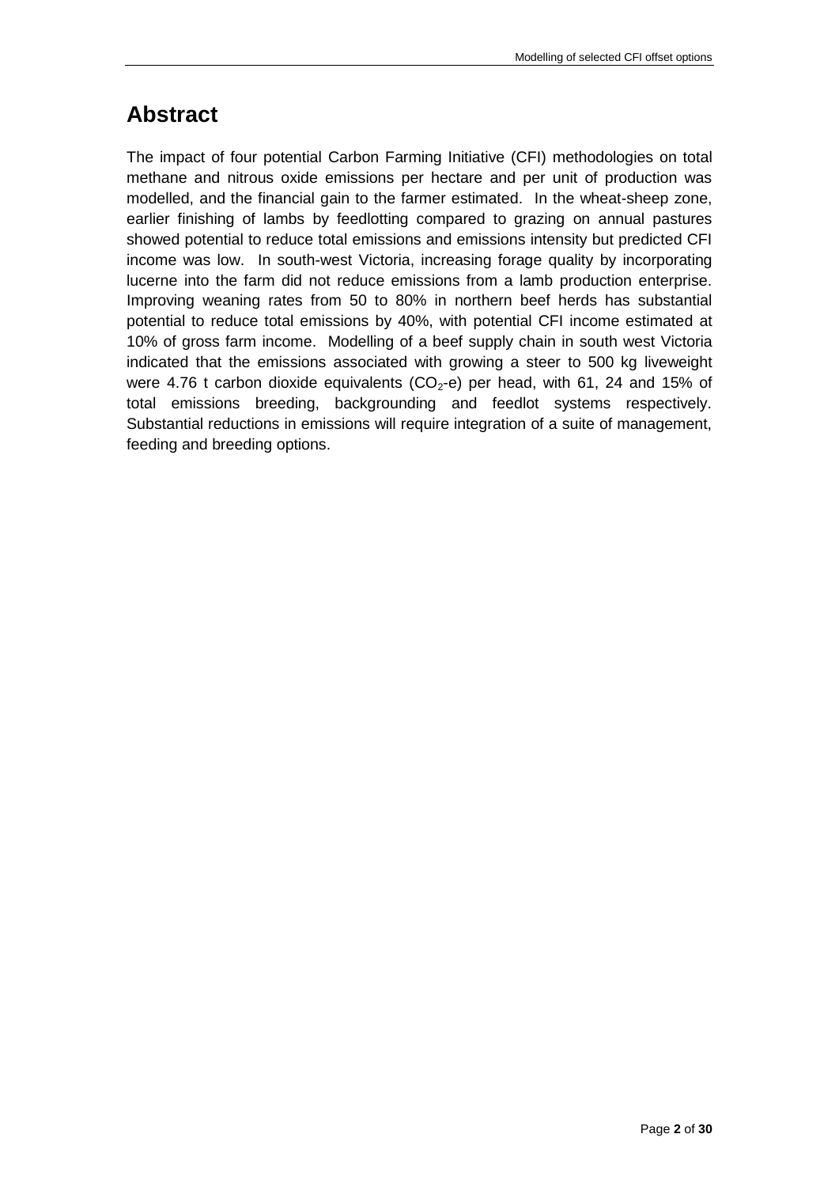# Abstract

The impact of four potential Carbon Farming Initiative (CFI) methodologies on total methane and nitrous oxide emissions per hectare and per unit of production was modelled, and the financial gain to the farmer estimated. In the wheat-sheep zone, earlier finishing of lambs by feedlotting compared to grazing on annual pastures showed potential to reduce total emissions and emissions intensity but predicted CFI income was low. In south-west Victoria, increasing forage quality by incorporating lucerne into the farm did not reduce emissions from a lamb production enterprise. Improving weaning rates from 50 to 80% in northern beef herds has substantial potential to reduce total emissions by 40%, with potential CFI income estimated at 10% of gross farm income. Modelling of a beef supply chain in south west Victoria indicated that the emissions associated with growing a steer to 500 kg liveweight were 4.76 t carbon dioxide equivalents ($CO_2$-e) per head, with 61, 24 and 15% of total emissions breeding, backgrounding and feedlot systems respectively. Substantial reductions in emissions will require integration of a suite of management, feeding and breeding options.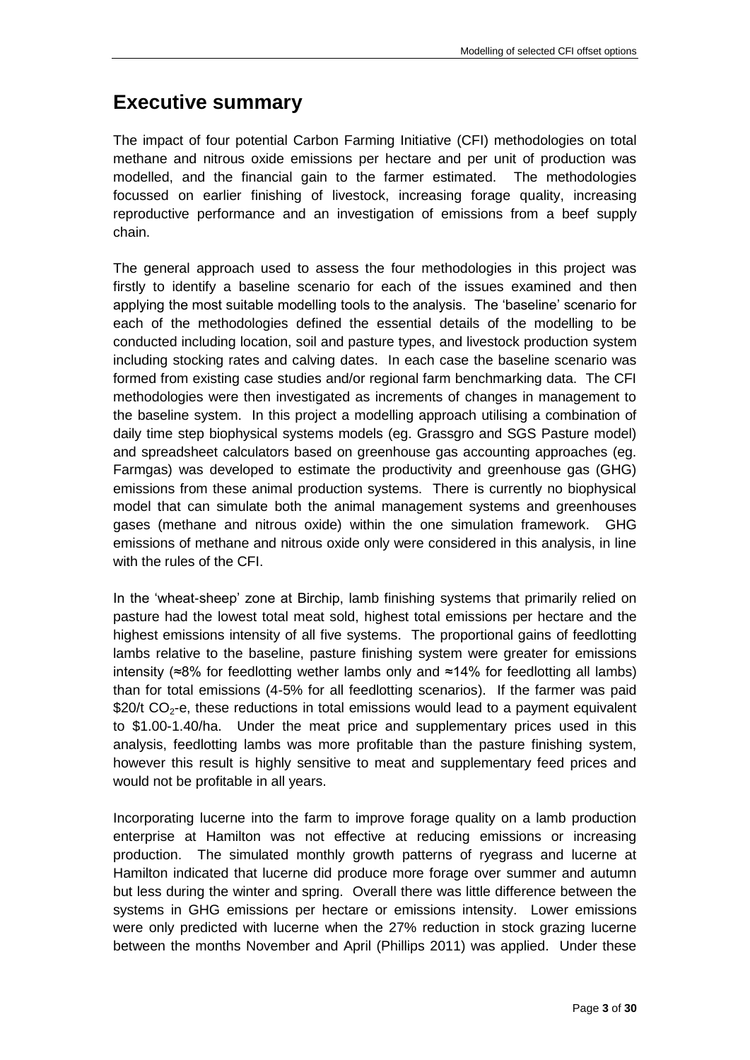# Executive summary

The impact of four potential Carbon Farming Initiative (CFI) methodologies on total methane and nitrous oxide emissions per hectare and per unit of production was modelled, and the financial gain to the farmer estimated. The methodologies focussed on earlier finishing of livestock, increasing forage quality, increasing reproductive performance and an investigation of emissions from a beef supply chain.

The general approach used to assess the four methodologies in this project was firstly to identify a baseline scenario for each of the issues examined and then applying the most suitable modelling tools to the analysis. The 'baseline' scenario for each of the methodologies defined the essential details of the modelling to be conducted including location, soil and pasture types, and livestock production system including stocking rates and calving dates. In each case the baseline scenario was formed from existing case studies and/or regional farm benchmarking data. The CFI methodologies were then investigated as increments of changes in management to the baseline system. In this project a modelling approach utilising a combination of daily time step biophysical systems models (eg. Grassgro and SGS Pasture model) and spreadsheet calculators based on greenhouse gas accounting approaches (eg. Farmgas) was developed to estimate the productivity and greenhouse gas (GHG) emissions from these animal production systems. There is currently no biophysical model that can simulate both the animal management systems and greenhouses gases (methane and nitrous oxide) within the one simulation framework. GHG emissions of methane and nitrous oxide only were considered in this analysis, in line with the rules of the CFI.

In the 'wheat-sheep' zone at Birchip, lamb finishing systems that primarily relied on pasture had the lowest total meat sold, highest total emissions per hectare and the highest emissions intensity of all five systems. The proportional gains of feedlotting lambs relative to the baseline, pasture finishing system were greater for emissions intensity (≈8% for feedlotting wether lambs only and ≈14% for feedlotting all lambs) than for total emissions (4-5% for all feedlotting scenarios). If the farmer was paid \$20/t $CO_2$-e, these reductions in total emissions would lead to a payment equivalent to \$1.00-1.40/ha. Under the meat price and supplementary prices used in this analysis, feedlotting lambs was more profitable than the pasture finishing system, however this result is highly sensitive to meat and supplementary feed prices and would not be profitable in all years.

Incorporating lucerne into the farm to improve forage quality on a lamb production enterprise at Hamilton was not effective at reducing emissions or increasing production. The simulated monthly growth patterns of ryegrass and lucerne at Hamilton indicated that lucerne did produce more forage over summer and autumn but less during the winter and spring. Overall there was little difference between the systems in GHG emissions per hectare or emissions intensity. Lower emissions were only predicted with lucerne when the 27% reduction in stock grazing lucerne between the months November and April (Phillips 2011) was applied. Under these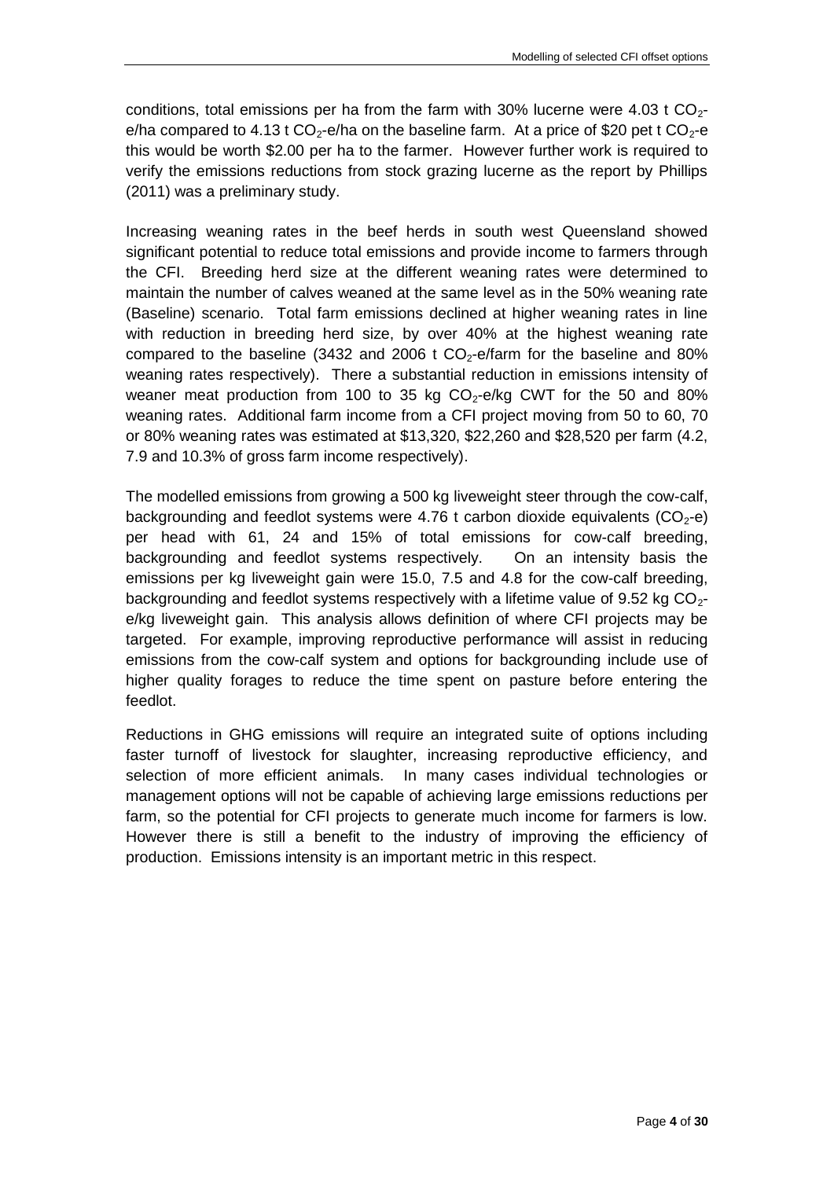conditions, total emissions per ha from the farm with 30% lucerne were 4.03 t $CO_2$-e/ha compared to 4.13 t $CO_2$-e/ha on the baseline farm. At a price of $20 pet t $CO_2$-e this would be worth $2.00 per ha to the farmer. However further work is required to verify the emissions reductions from stock grazing lucerne as the report by Phillips (2011) was a preliminary study.

Increasing weaning rates in the beef herds in south west Queensland showed significant potential to reduce total emissions and provide income to farmers through the CFI. Breeding herd size at the different weaning rates were determined to maintain the number of calves weaned at the same level as in the 50% weaning rate (Baseline) scenario. Total farm emissions declined at higher weaning rates in line with reduction in breeding herd size, by over 40% at the highest weaning rate compared to the baseline (3432 and 2006 t $CO_2$-e/farm for the baseline and 80% weaning rates respectively). There a substantial reduction in emissions intensity of weaner meat production from 100 to 35 kg $CO_2$-e/kg CWT for the 50 and 80% weaning rates. Additional farm income from a CFI project moving from 50 to 60, 70 or 80% weaning rates was estimated at $13,320, $22,260 and $28,520 per farm (4.2, 7.9 and 10.3% of gross farm income respectively).

The modelled emissions from growing a 500 kg liveweight steer through the cow-calf, backgrounding and feedlot systems were 4.76 t carbon dioxide equivalents ($CO_2$-e) per head with 61, 24 and 15% of total emissions for cow-calf breeding, backgrounding and feedlot systems respectively. On an intensity basis the emissions per kg liveweight gain were 15.0, 7.5 and 4.8 for the cow-calf breeding, backgrounding and feedlot systems respectively with a lifetime value of 9.52 kg $CO_2$-e/kg liveweight gain. This analysis allows definition of where CFI projects may be targeted. For example, improving reproductive performance will assist in reducing emissions from the cow-calf system and options for backgrounding include use of higher quality forages to reduce the time spent on pasture before entering the feedlot.

Reductions in GHG emissions will require an integrated suite of options including faster turnoff of livestock for slaughter, increasing reproductive efficiency, and selection of more efficient animals. In many cases individual technologies or management options will not be capable of achieving large emissions reductions per farm, so the potential for CFI projects to generate much income for farmers is low. However there is still a benefit to the industry of improving the efficiency of production. Emissions intensity is an important metric in this respect.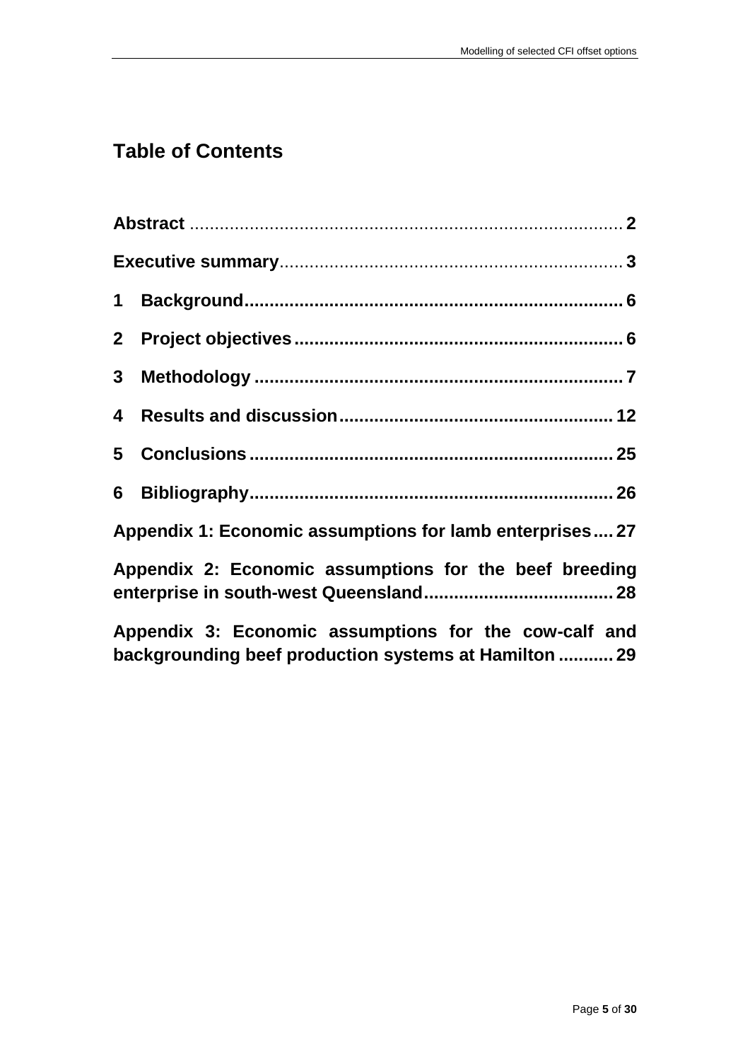## Table of Contents

**Abstract** ........................................................................................ **2**

**Executive summary**.................................................................... **3**

**1 Background**.......................................................................... **6**

**2 Project objectives** ................................................................. **6**

**3 Methodology** ......................................................................... **7**

**4 Results and discussion**...................................................... **12**

**5 Conclusions** ........................................................................ **25**

**6 Bibliography**........................................................................ **26**

**Appendix 1: Economic assumptions for lamb enterprises.... 27**

**Appendix 2: Economic assumptions for the beef breeding enterprise in south-west Queensland...................................... 28**

**Appendix 3: Economic assumptions for the cow-calf and backgrounding beef production systems at Hamilton ........... 29**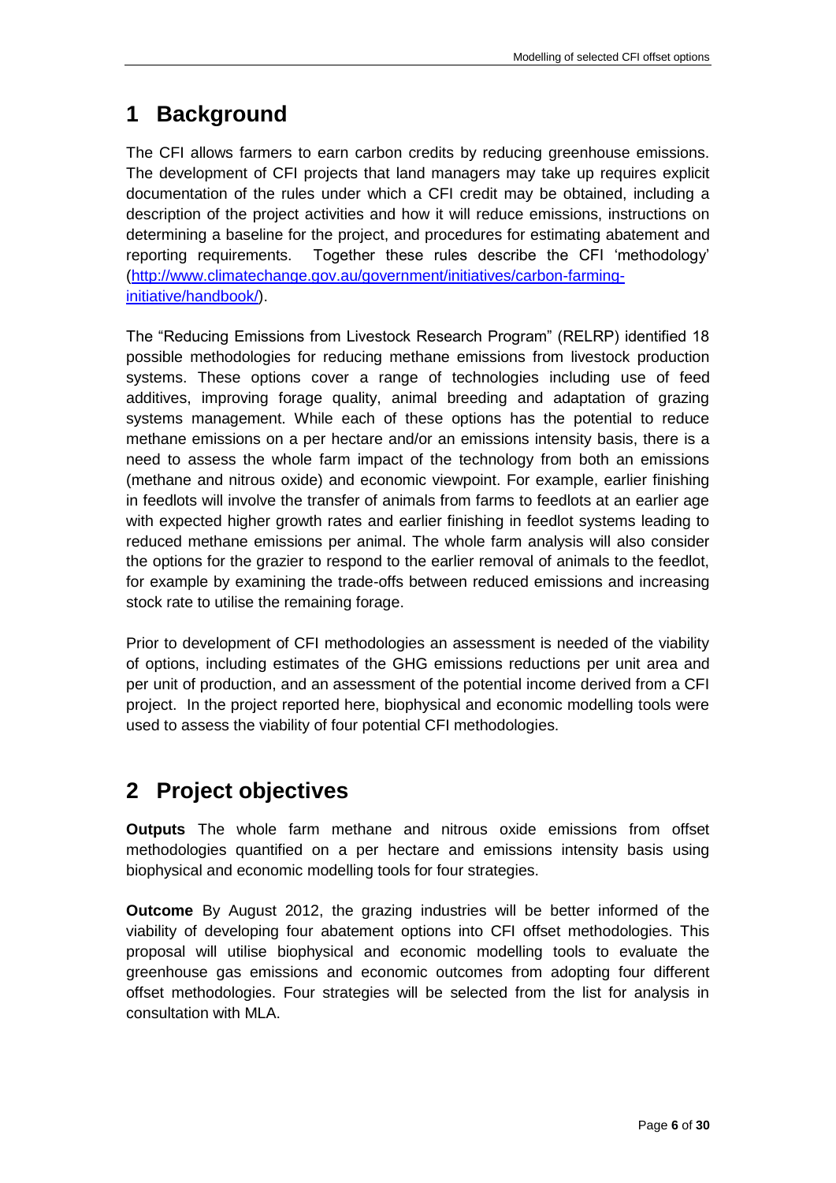# 1 Background

The CFI allows farmers to earn carbon credits by reducing greenhouse emissions. The development of CFI projects that land managers may take up requires explicit documentation of the rules under which a CFI credit may be obtained, including a description of the project activities and how it will reduce emissions, instructions on determining a baseline for the project, and procedures for estimating abatement and reporting requirements. Together these rules describe the CFI 'methodology' ([http://www.climatechange.gov.au/government/initiatives/carbon-farming-initiative/handbook/](http://www.climatechange.gov.au/government/initiatives/carbon-farming-initiative/handbook/)).

The "Reducing Emissions from Livestock Research Program" (RELRP) identified 18 possible methodologies for reducing methane emissions from livestock production systems. These options cover a range of technologies including use of feed additives, improving forage quality, animal breeding and adaptation of grazing systems management. While each of these options has the potential to reduce methane emissions on a per hectare and/or an emissions intensity basis, there is a need to assess the whole farm impact of the technology from both an emissions (methane and nitrous oxide) and economic viewpoint. For example, earlier finishing in feedlots will involve the transfer of animals from farms to feedlots at an earlier age with expected higher growth rates and earlier finishing in feedlot systems leading to reduced methane emissions per animal. The whole farm analysis will also consider the options for the grazier to respond to the earlier removal of animals to the feedlot, for example by examining the trade-offs between reduced emissions and increasing stock rate to utilise the remaining forage.

Prior to development of CFI methodologies an assessment is needed of the viability of options, including estimates of the GHG emissions reductions per unit area and per unit of production, and an assessment of the potential income derived from a CFI project. In the project reported here, biophysical and economic modelling tools were used to assess the viability of four potential CFI methodologies.

# 2 Project objectives

**Outputs** The whole farm methane and nitrous oxide emissions from offset methodologies quantified on a per hectare and emissions intensity basis using biophysical and economic modelling tools for four strategies.

**Outcome** By August 2012, the grazing industries will be better informed of the viability of developing four abatement options into CFI offset methodologies. This proposal will utilise biophysical and economic modelling tools to evaluate the greenhouse gas emissions and economic outcomes from adopting four different offset methodologies. Four strategies will be selected from the list for analysis in consultation with MLA.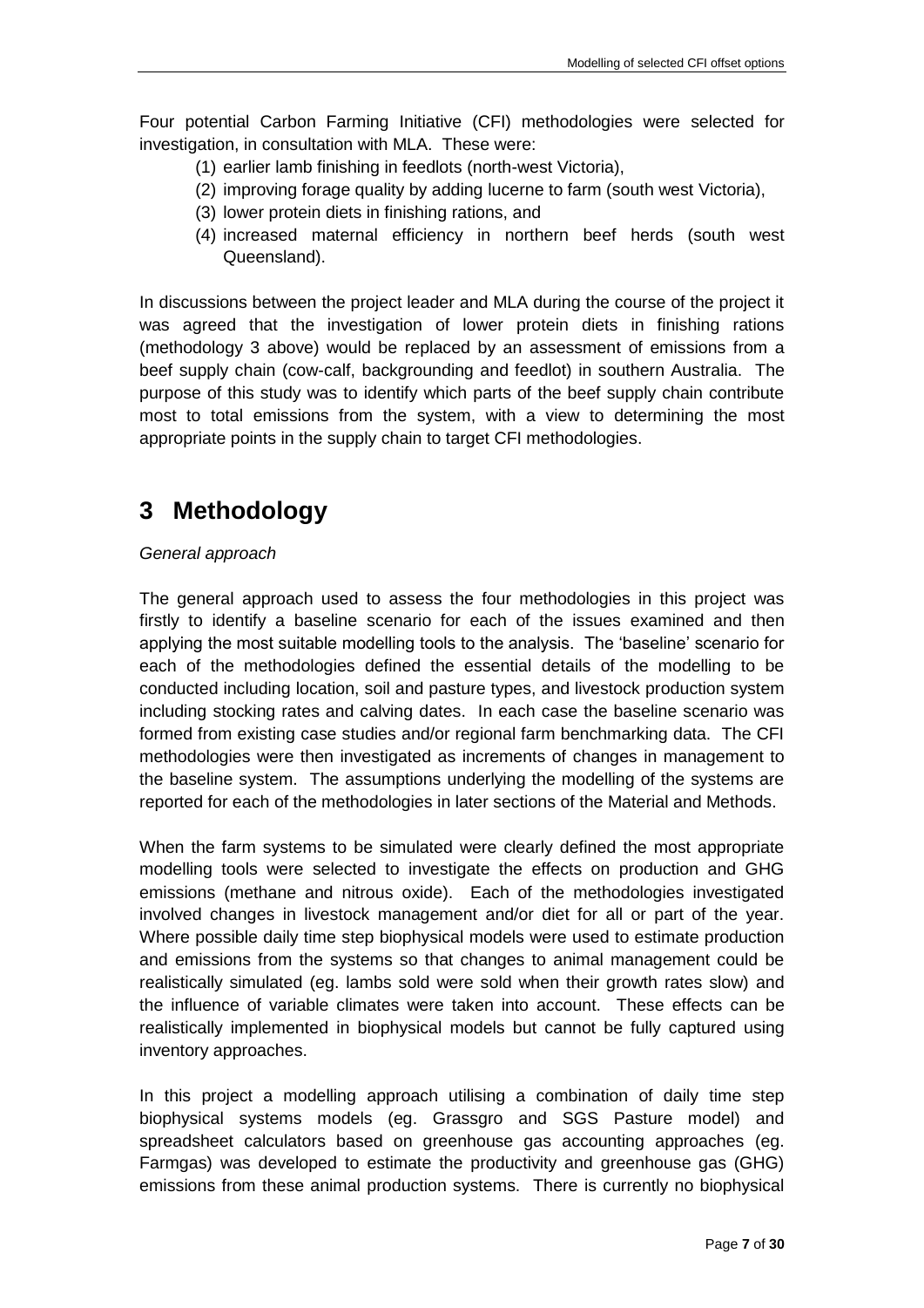Four potential Carbon Farming Initiative (CFI) methodologies were selected for investigation, in consultation with MLA. These were:

(1) earlier lamb finishing in feedlots (north-west Victoria),
(2) improving forage quality by adding lucerne to farm (south west Victoria),
(3) lower protein diets in finishing rations, and
(4) increased maternal efficiency in northern beef herds (south west Queensland).

In discussions between the project leader and MLA during the course of the project it was agreed that the investigation of lower protein diets in finishing rations (methodology 3 above) would be replaced by an assessment of emissions from a beef supply chain (cow-calf, backgrounding and feedlot) in southern Australia. The purpose of this study was to identify which parts of the beef supply chain contribute most to total emissions from the system, with a view to determining the most appropriate points in the supply chain to target CFI methodologies.

# 3 Methodology

*General approach*

The general approach used to assess the four methodologies in this project was firstly to identify a baseline scenario for each of the issues examined and then applying the most suitable modelling tools to the analysis. The 'baseline' scenario for each of the methodologies defined the essential details of the modelling to be conducted including location, soil and pasture types, and livestock production system including stocking rates and calving dates. In each case the baseline scenario was formed from existing case studies and/or regional farm benchmarking data. The CFI methodologies were then investigated as increments of changes in management to the baseline system. The assumptions underlying the modelling of the systems are reported for each of the methodologies in later sections of the Material and Methods.

When the farm systems to be simulated were clearly defined the most appropriate modelling tools were selected to investigate the effects on production and GHG emissions (methane and nitrous oxide). Each of the methodologies investigated involved changes in livestock management and/or diet for all or part of the year. Where possible daily time step biophysical models were used to estimate production and emissions from the systems so that changes to animal management could be realistically simulated (eg. lambs sold were sold when their growth rates slow) and the influence of variable climates were taken into account. These effects can be realistically implemented in biophysical models but cannot be fully captured using inventory approaches.

In this project a modelling approach utilising a combination of daily time step biophysical systems models (eg. Grassgro and SGS Pasture model) and spreadsheet calculators based on greenhouse gas accounting approaches (eg. Farmgas) was developed to estimate the productivity and greenhouse gas (GHG) emissions from these animal production systems. There is currently no biophysical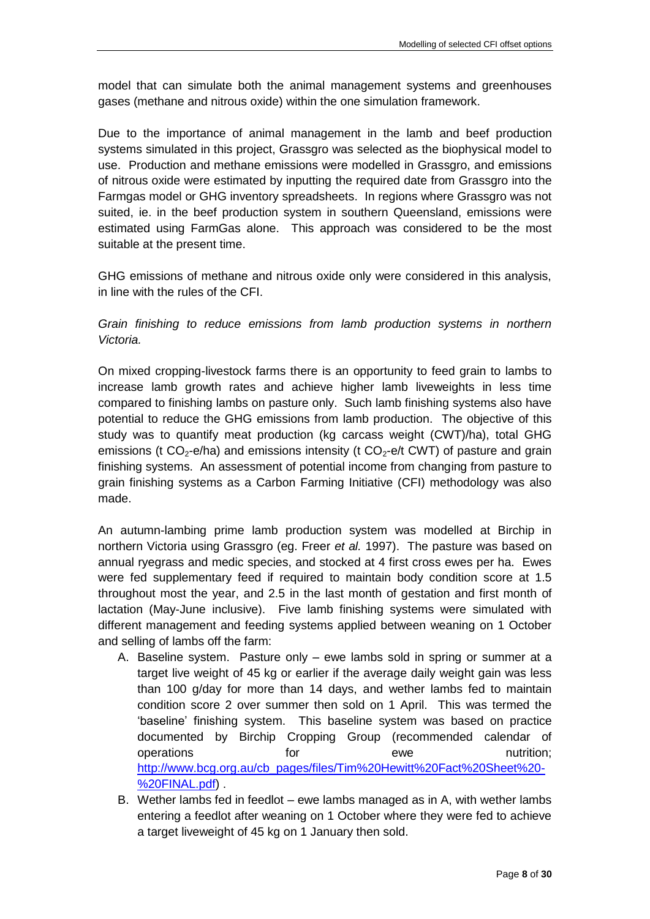model that can simulate both the animal management systems and greenhouses gases (methane and nitrous oxide) within the one simulation framework.

Due to the importance of animal management in the lamb and beef production systems simulated in this project, Grassgro was selected as the biophysical model to use. Production and methane emissions were modelled in Grassgro, and emissions of nitrous oxide were estimated by inputting the required date from Grassgro into the Farmgas model or GHG inventory spreadsheets. In regions where Grassgro was not suited, ie. in the beef production system in southern Queensland, emissions were estimated using FarmGas alone. This approach was considered to be the most suitable at the present time.

GHG emissions of methane and nitrous oxide only were considered in this analysis, in line with the rules of the CFI.

*Grain finishing to reduce emissions from lamb production systems in northern Victoria.*

On mixed cropping-livestock farms there is an opportunity to feed grain to lambs to increase lamb growth rates and achieve higher lamb liveweights in less time compared to finishing lambs on pasture only. Such lamb finishing systems also have potential to reduce the GHG emissions from lamb production. The objective of this study was to quantify meat production (kg carcass weight (CWT)/ha), total GHG emissions (t $CO_2$-e/ha) and emissions intensity (t $CO_2$-e/t CWT) of pasture and grain finishing systems. An assessment of potential income from changing from pasture to grain finishing systems as a Carbon Farming Initiative (CFI) methodology was also made.

An autumn-lambing prime lamb production system was modelled at Birchip in northern Victoria using Grassgro (eg. Freer *et al.* 1997). The pasture was based on annual ryegrass and medic species, and stocked at 4 first cross ewes per ha. Ewes were fed supplementary feed if required to maintain body condition score at 1.5 throughout most the year, and 2.5 in the last month of gestation and first month of lactation (May-June inclusive). Five lamb finishing systems were simulated with different management and feeding systems applied between weaning on 1 October and selling of lambs off the farm:

A. Baseline system. Pasture only – ewe lambs sold in spring or summer at a target live weight of 45 kg or earlier if the average daily weight gain was less than 100 g/day for more than 14 days, and wether lambs fed to maintain condition score 2 over summer then sold on 1 April. This was termed the 'baseline' finishing system. This baseline system was based on practice documented by Birchip Cropping Group (recommended calendar of operations for ewe nutrition; http://www.bcg.org.au/cb_pages/files/Tim%20Hewitt%20Fact%20Sheet%20-%20FINAL.pdf) .
B. Wether lambs fed in feedlot – ewe lambs managed as in A, with wether lambs entering a feedlot after weaning on 1 October where they were fed to achieve a target liveweight of 45 kg on 1 January then sold.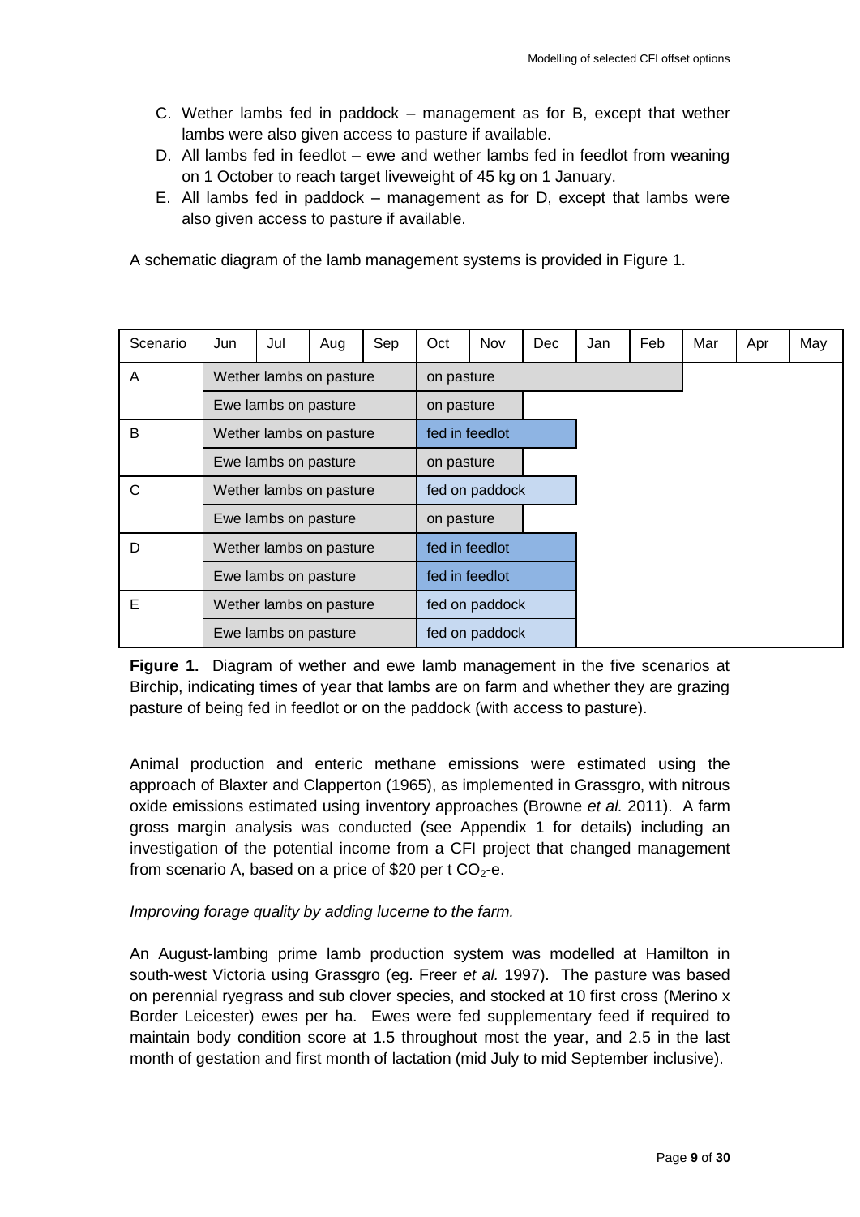C. Wether lambs fed in paddock – management as for B, except that wether lambs were also given access to pasture if available.
D. All lambs fed in feedlot – ewe and wether lambs fed in feedlot from weaning on 1 October to reach target liveweight of 45 kg on 1 January.
E. All lambs fed in paddock – management as for D, except that lambs were also given access to pasture if available.

A schematic diagram of the lamb management systems is provided in Figure 1.

| Scenario | Jun | Jul | Aug | Sep | Oct | Nov | Dec | Jan | Feb | Mar | Apr | May |
|---|---|---|---|---|---|---|---|---|---|---|---|---|
| A | Wether lambs on pasture | | | | on pasture | | | | | | | |
| | Ewe lambs on pasture | | | | on pasture | | | | | | | |
| B | Wether lambs on pasture | | | | fed in feedlot | | | | | | | |
| | Ewe lambs on pasture | | | | on pasture | | | | | | | |
| C | Wether lambs on pasture | | | | fed on paddock | | | | | | | |
| | Ewe lambs on pasture | | | | on pasture | | | | | | | |
| D | Wether lambs on pasture | | | | fed in feedlot | | | | | | | |
| | Ewe lambs on pasture | | | | fed in feedlot | | | | | | | |
| E | Wether lambs on pasture | | | | fed on paddock | | | | | | | |
| | Ewe lambs on pasture | | | | fed on paddock | | | | | | | |

**Figure 1.** Diagram of wether and ewe lamb management in the five scenarios at Birchip, indicating times of year that lambs are on farm and whether they are grazing pasture of being fed in feedlot or on the paddock (with access to pasture).

Animal production and enteric methane emissions were estimated using the approach of Blaxter and Clapperton (1965), as implemented in Grassgro, with nitrous oxide emissions estimated using inventory approaches (Browne *et al.* 2011). A farm gross margin analysis was conducted (see Appendix 1 for details) including an investigation of the potential income from a CFI project that changed management from scenario A, based on a price of $20 per t $CO_2$-e.

*Improving forage quality by adding lucerne to the farm.*

An August-lambing prime lamb production system was modelled at Hamilton in south-west Victoria using Grassgro (eg. Freer *et al.* 1997). The pasture was based on perennial ryegrass and sub clover species, and stocked at 10 first cross (Merino x Border Leicester) ewes per ha. Ewes were fed supplementary feed if required to maintain body condition score at 1.5 throughout most the year, and 2.5 in the last month of gestation and first month of lactation (mid July to mid September inclusive).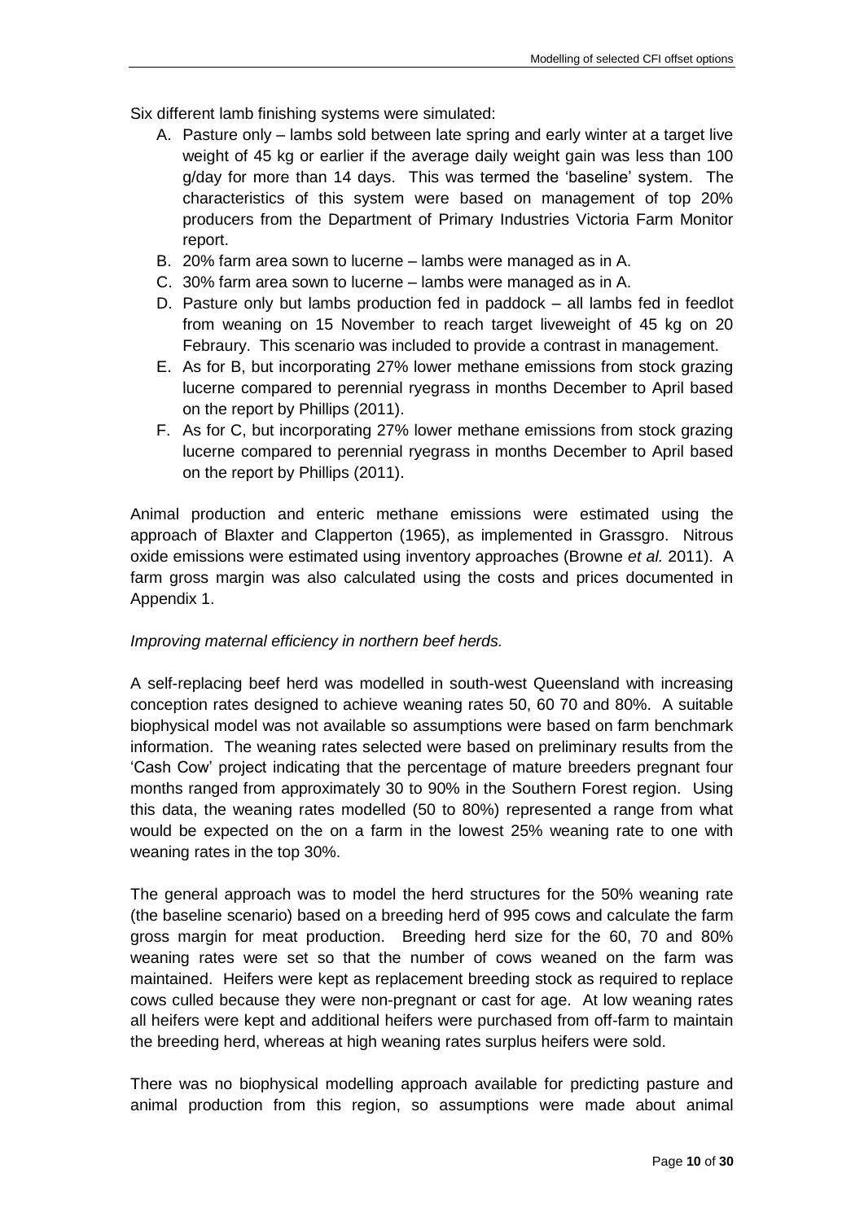Six different lamb finishing systems were simulated:

A. Pasture only – lambs sold between late spring and early winter at a target live weight of 45 kg or earlier if the average daily weight gain was less than 100 g/day for more than 14 days. This was termed the 'baseline' system. The characteristics of this system were based on management of top 20% producers from the Department of Primary Industries Victoria Farm Monitor report.
B. 20% farm area sown to lucerne – lambs were managed as in A.
C. 30% farm area sown to lucerne – lambs were managed as in A.
D. Pasture only but lambs production fed in paddock – all lambs fed in feedlot from weaning on 15 November to reach target liveweight of 45 kg on 20 Febraury. This scenario was included to provide a contrast in management.
E. As for B, but incorporating 27% lower methane emissions from stock grazing lucerne compared to perennial ryegrass in months December to April based on the report by Phillips (2011).
F. As for C, but incorporating 27% lower methane emissions from stock grazing lucerne compared to perennial ryegrass in months December to April based on the report by Phillips (2011).

Animal production and enteric methane emissions were estimated using the approach of Blaxter and Clapperton (1965), as implemented in Grassgro. Nitrous oxide emissions were estimated using inventory approaches (Browne *et al.* 2011). A farm gross margin was also calculated using the costs and prices documented in Appendix 1.

*Improving maternal efficiency in northern beef herds.*

A self-replacing beef herd was modelled in south-west Queensland with increasing conception rates designed to achieve weaning rates 50, 60 70 and 80%. A suitable biophysical model was not available so assumptions were based on farm benchmark information. The weaning rates selected were based on preliminary results from the 'Cash Cow' project indicating that the percentage of mature breeders pregnant four months ranged from approximately 30 to 90% in the Southern Forest region. Using this data, the weaning rates modelled (50 to 80%) represented a range from what would be expected on the on a farm in the lowest 25% weaning rate to one with weaning rates in the top 30%.

The general approach was to model the herd structures for the 50% weaning rate (the baseline scenario) based on a breeding herd of 995 cows and calculate the farm gross margin for meat production. Breeding herd size for the 60, 70 and 80% weaning rates were set so that the number of cows weaned on the farm was maintained. Heifers were kept as replacement breeding stock as required to replace cows culled because they were non-pregnant or cast for age. At low weaning rates all heifers were kept and additional heifers were purchased from off-farm to maintain the breeding herd, whereas at high weaning rates surplus heifers were sold.

There was no biophysical modelling approach available for predicting pasture and animal production from this region, so assumptions were made about animal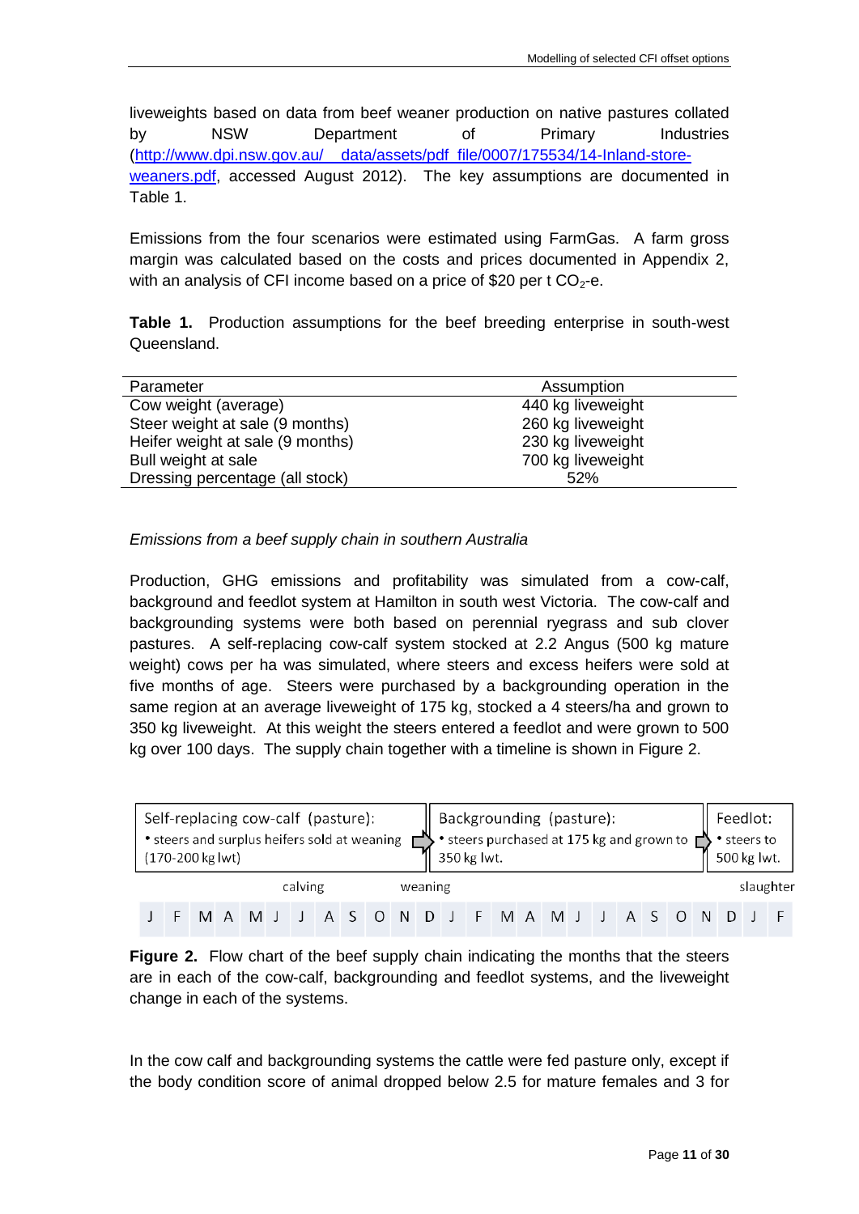liveweights based on data from beef weaner production on native pastures collated by NSW Department of Primary Industries (http://www.dpi.nsw.gov.au/__data/assets/pdf_file/0007/175534/14-Inland-store-weaners.pdf, accessed August 2012). The key assumptions are documented in Table 1.

Emissions from the four scenarios were estimated using FarmGas. A farm gross margin was calculated based on the costs and prices documented in Appendix 2, with an analysis of CFI income based on a price of \$20 per t $CO_2$-e.

**Table 1.** Production assumptions for the beef breeding enterprise in south-west Queensland.

| Parameter | Assumption |
|---|---|
| Cow weight (average) | 440 kg liveweight |
| Steer weight at sale (9 months) | 260 kg liveweight |
| Heifer weight at sale (9 months) | 230 kg liveweight |
| Bull weight at sale | 700 kg liveweight |
| Dressing percentage (all stock) | 52% |

*Emissions from a beef supply chain in southern Australia*

Production, GHG emissions and profitability was simulated from a cow-calf, background and feedlot system at Hamilton in south west Victoria. The cow-calf and backgrounding systems were both based on perennial ryegrass and sub clover pastures. A self-replacing cow-calf system stocked at 2.2 Angus (500 kg mature weight) cows per ha was simulated, where steers and excess heifers were sold at five months of age. Steers were purchased by a backgrounding operation in the same region at an average liveweight of 175 kg, stocked a 4 steers/ha and grown to 350 kg liveweight. At this weight the steers entered a feedlot and were grown to 500 kg over 100 days. The supply chain together with a timeline is shown in Figure 2.

| Self-replacing cow-calf (pasture): • steers and surplus heifers sold at weaning (170-200 kg lwt) | Backgrounding (pasture): • steers purchased at 175 kg and grown to 350 kg lwt. | Feedlot: • steers to 500 kg lwt. |
|---|---|---|

calving — weaning — slaughter

J F M A M J J A S O N D J F M A M J J A S O N D J F

**Figure 2.** Flow chart of the beef supply chain indicating the months that the steers are in each of the cow-calf, backgrounding and feedlot systems, and the liveweight change in each of the systems.

In the cow calf and backgrounding systems the cattle were fed pasture only, except if the body condition score of animal dropped below 2.5 for mature females and 3 for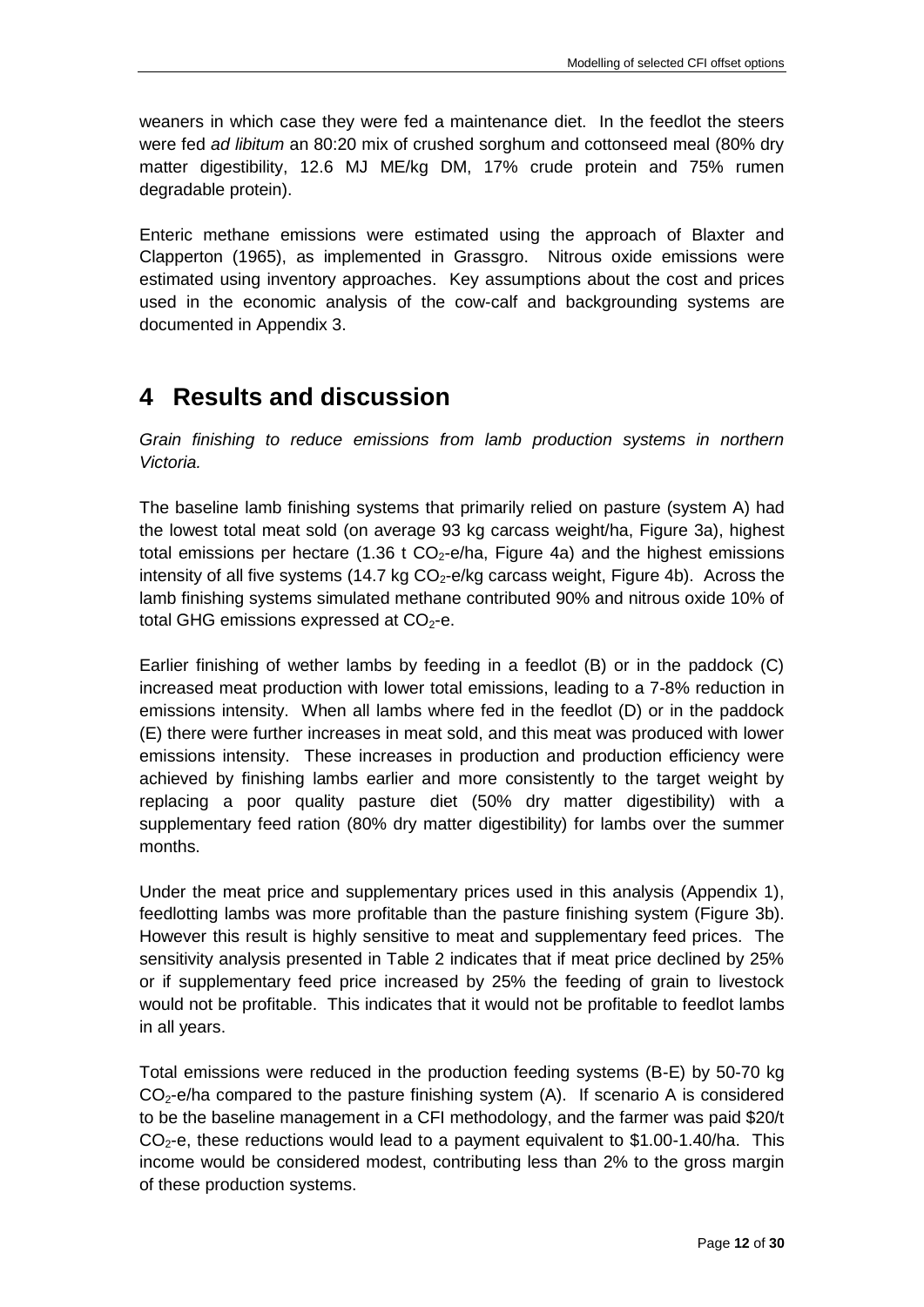weaners in which case they were fed a maintenance diet. In the feedlot the steers were fed *ad libitum* an 80:20 mix of crushed sorghum and cottonseed meal (80% dry matter digestibility, 12.6 MJ ME/kg DM, 17% crude protein and 75% rumen degradable protein).

Enteric methane emissions were estimated using the approach of Blaxter and Clapperton (1965), as implemented in Grassgro. Nitrous oxide emissions were estimated using inventory approaches. Key assumptions about the cost and prices used in the economic analysis of the cow-calf and backgrounding systems are documented in Appendix 3.

# 4 Results and discussion

*Grain finishing to reduce emissions from lamb production systems in northern Victoria.*

The baseline lamb finishing systems that primarily relied on pasture (system A) had the lowest total meat sold (on average 93 kg carcass weight/ha, Figure 3a), highest total emissions per hectare (1.36 t $CO_2$-e/ha, Figure 4a) and the highest emissions intensity of all five systems (14.7 kg $CO_2$-e/kg carcass weight, Figure 4b). Across the lamb finishing systems simulated methane contributed 90% and nitrous oxide 10% of total GHG emissions expressed at $CO_2$-e.

Earlier finishing of wether lambs by feeding in a feedlot (B) or in the paddock (C) increased meat production with lower total emissions, leading to a 7-8% reduction in emissions intensity. When all lambs where fed in the feedlot (D) or in the paddock (E) there were further increases in meat sold, and this meat was produced with lower emissions intensity. These increases in production and production efficiency were achieved by finishing lambs earlier and more consistently to the target weight by replacing a poor quality pasture diet (50% dry matter digestibility) with a supplementary feed ration (80% dry matter digestibility) for lambs over the summer months.

Under the meat price and supplementary prices used in this analysis (Appendix 1), feedlotting lambs was more profitable than the pasture finishing system (Figure 3b). However this result is highly sensitive to meat and supplementary feed prices. The sensitivity analysis presented in Table 2 indicates that if meat price declined by 25% or if supplementary feed price increased by 25% the feeding of grain to livestock would not be profitable. This indicates that it would not be profitable to feedlot lambs in all years.

Total emissions were reduced in the production feeding systems (B-E) by 50-70 kg $CO_2$-e/ha compared to the pasture finishing system (A). If scenario A is considered to be the baseline management in a CFI methodology, and the farmer was paid $20/t $CO_2$-e, these reductions would lead to a payment equivalent to $1.00-1.40/ha. This income would be considered modest, contributing less than 2% to the gross margin of these production systems.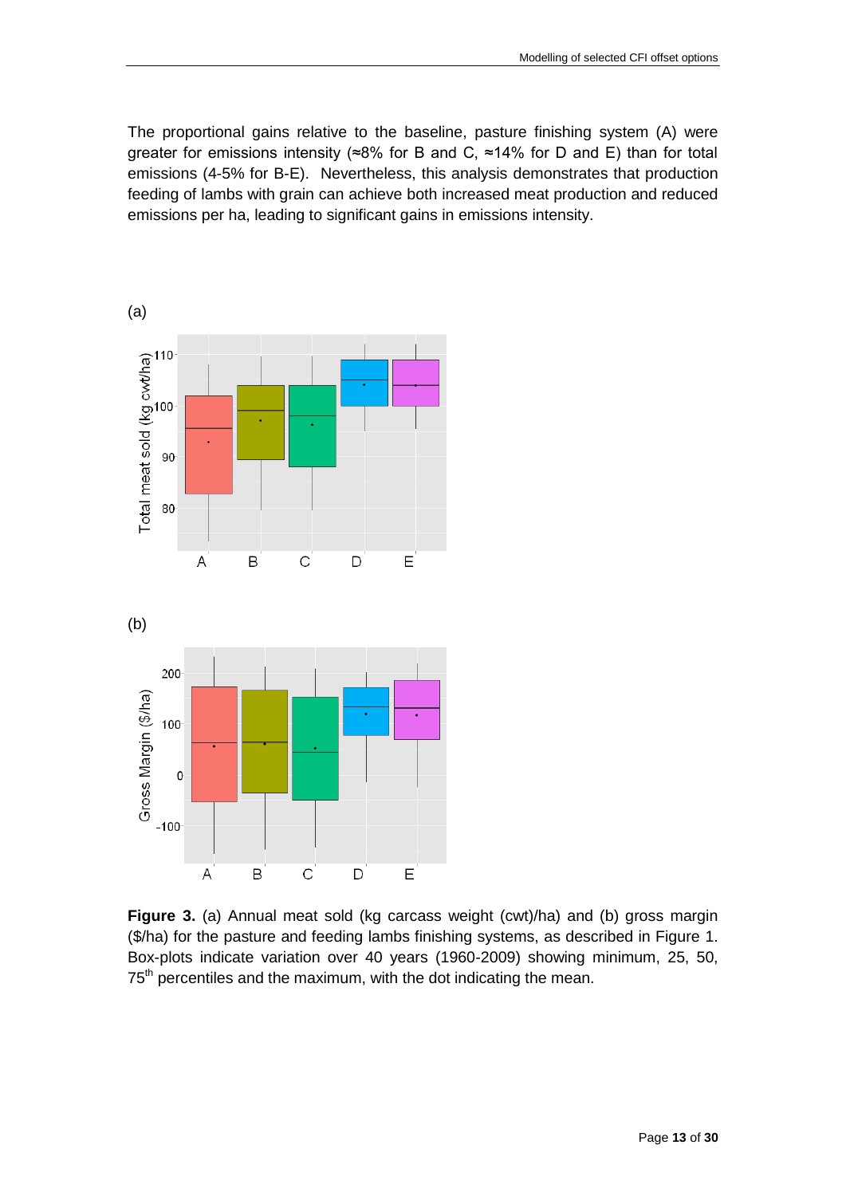The proportional gains relative to the baseline, pasture finishing system (A) were greater for emissions intensity (≈8% for B and C, ≈14% for D and E) than for total emissions (4-5% for B-E). Nevertheless, this analysis demonstrates that production feeding of lambs with grain can achieve both increased meat production and reduced emissions per ha, leading to significant gains in emissions intensity.

**Figure 3.** (a) Annual meat sold (kg carcass weight (cwt)/ha) and (b) gross margin ($/ha) for the pasture and feeding lambs finishing systems, as described in Figure 1. Box-plots indicate variation over 40 years (1960-2009) showing minimum, 25, 50, 75th percentiles and the maximum, with the dot indicating the mean.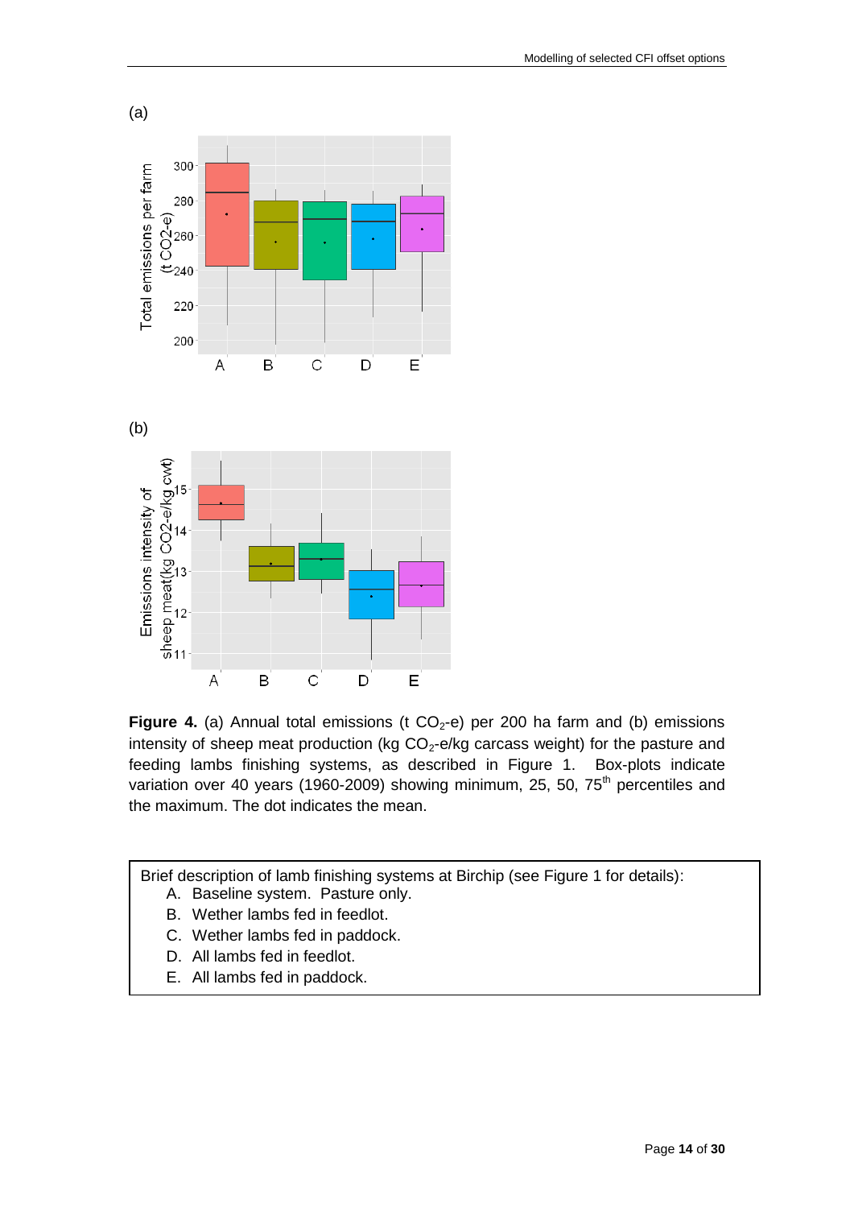(a)

(b)

**Figure 4.** (a) Annual total emissions (t $CO_2$-e) per 200 ha farm and (b) emissions intensity of sheep meat production (kg $CO_2$-e/kg carcass weight) for the pasture and feeding lambs finishing systems, as described in Figure 1. Box-plots indicate variation over 40 years (1960-2009) showing minimum, 25, 50, 75$^{th}$ percentiles and the maximum. The dot indicates the mean.

Brief description of lamb finishing systems at Birchip (see Figure 1 for details):

A. Baseline system. Pasture only.
B. Wether lambs fed in feedlot.
C. Wether lambs fed in paddock.
D. All lambs fed in feedlot.
E. All lambs fed in paddock.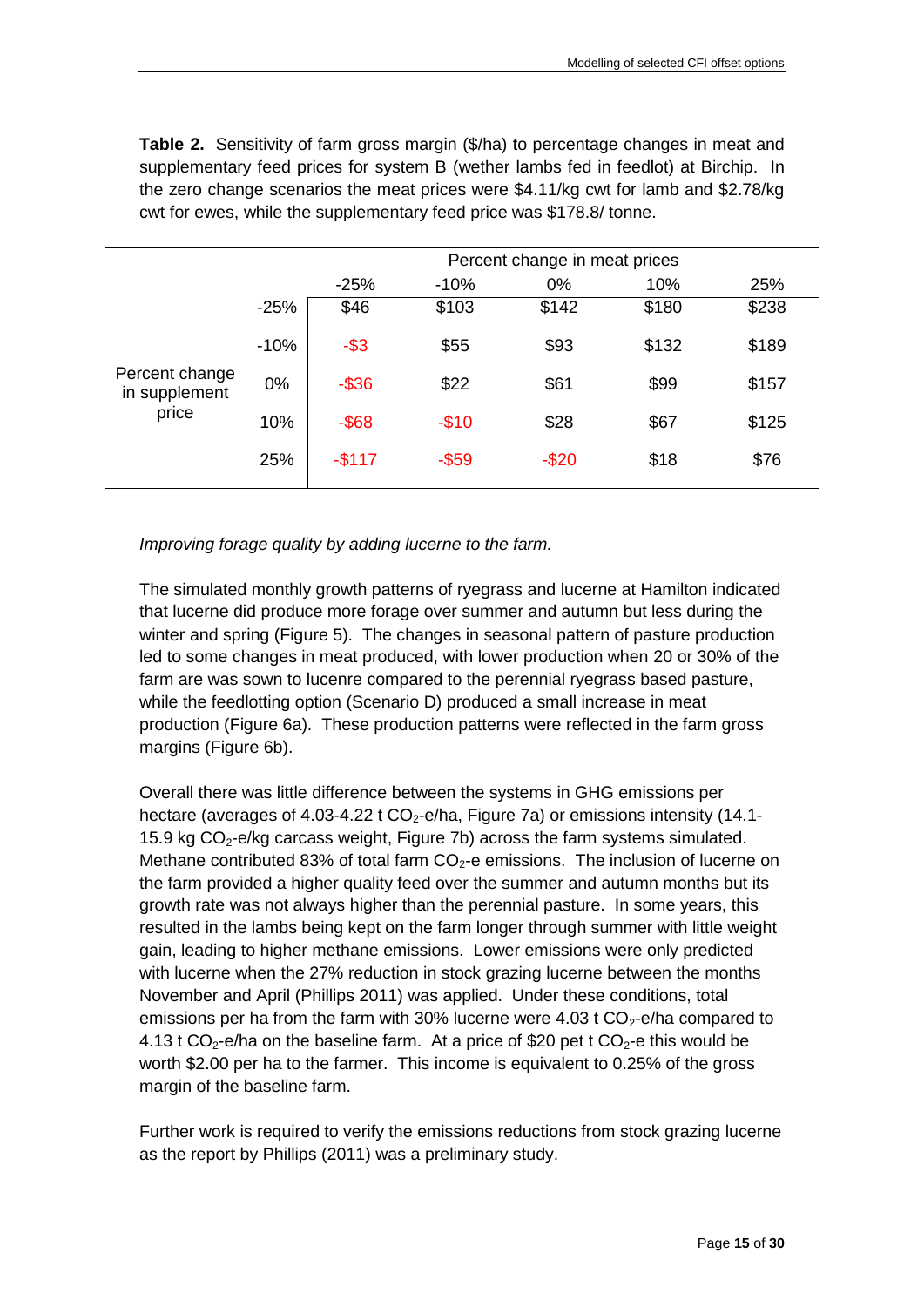**Table 2.** Sensitivity of farm gross margin ($/ha) to percentage changes in meat and supplementary feed prices for system B (wether lambs fed in feedlot) at Birchip. In the zero change scenarios the meat prices were $4.11/kg cwt for lamb and $2.78/kg cwt for ewes, while the supplementary feed price was $178.8/ tonne.

| | | Percent change in meat prices | | | | |
|---|---|---|---|---|---|---|
| | | -25% | -10% | 0% | 10% | 25% |
| Percent change in supplement price | -25% | $46 | $103 | $142 | $180 | $238 |
| | -10% | -$3 | $55 | $93 | $132 | $189 |
| | 0% | -$36 | $22 | $61 | $99 | $157 |
| | 10% | -$68 | -$10 | $28 | $67 | $125 |
| | 25% | -$117 | -$59 | -$20 | $18 | $76 |

*Improving forage quality by adding lucerne to the farm.*

The simulated monthly growth patterns of ryegrass and lucerne at Hamilton indicated that lucerne did produce more forage over summer and autumn but less during the winter and spring (Figure 5). The changes in seasonal pattern of pasture production led to some changes in meat produced, with lower production when 20 or 30% of the farm are was sown to lucenre compared to the perennial ryegrass based pasture, while the feedlotting option (Scenario D) produced a small increase in meat production (Figure 6a). These production patterns were reflected in the farm gross margins (Figure 6b).

Overall there was little difference between the systems in GHG emissions per hectare (averages of 4.03-4.22 t $CO_2$-e/ha, Figure 7a) or emissions intensity (14.1-15.9 kg $CO_2$-e/kg carcass weight, Figure 7b) across the farm systems simulated. Methane contributed 83% of total farm $CO_2$-e emissions. The inclusion of lucerne on the farm provided a higher quality feed over the summer and autumn months but its growth rate was not always higher than the perennial pasture. In some years, this resulted in the lambs being kept on the farm longer through summer with little weight gain, leading to higher methane emissions. Lower emissions were only predicted with lucerne when the 27% reduction in stock grazing lucerne between the months November and April (Phillips 2011) was applied. Under these conditions, total emissions per ha from the farm with 30% lucerne were 4.03 t $CO_2$-e/ha compared to 4.13 t $CO_2$-e/ha on the baseline farm. At a price of $20 pet t $CO_2$-e this would be worth $2.00 per ha to the farmer. This income is equivalent to 0.25% of the gross margin of the baseline farm.

Further work is required to verify the emissions reductions from stock grazing lucerne as the report by Phillips (2011) was a preliminary study.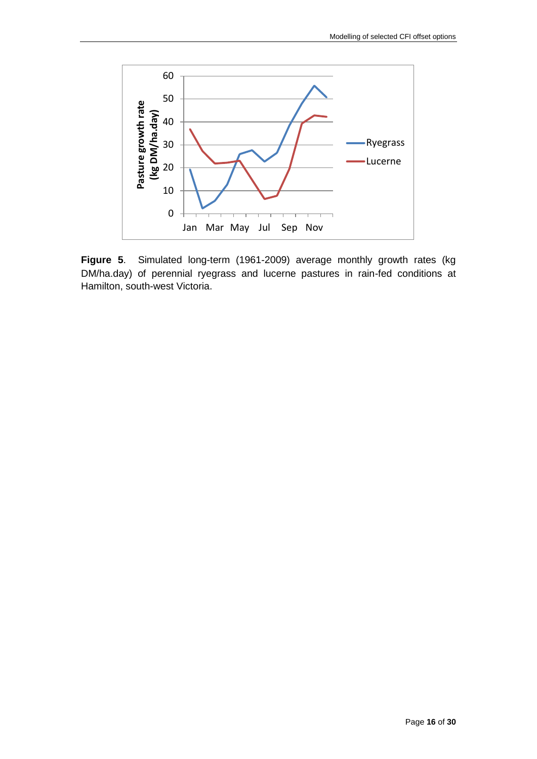**Figure 5**. Simulated long-term (1961-2009) average monthly growth rates (kg DM/ha.day) of perennial ryegrass and lucerne pastures in rain-fed conditions at Hamilton, south-west Victoria.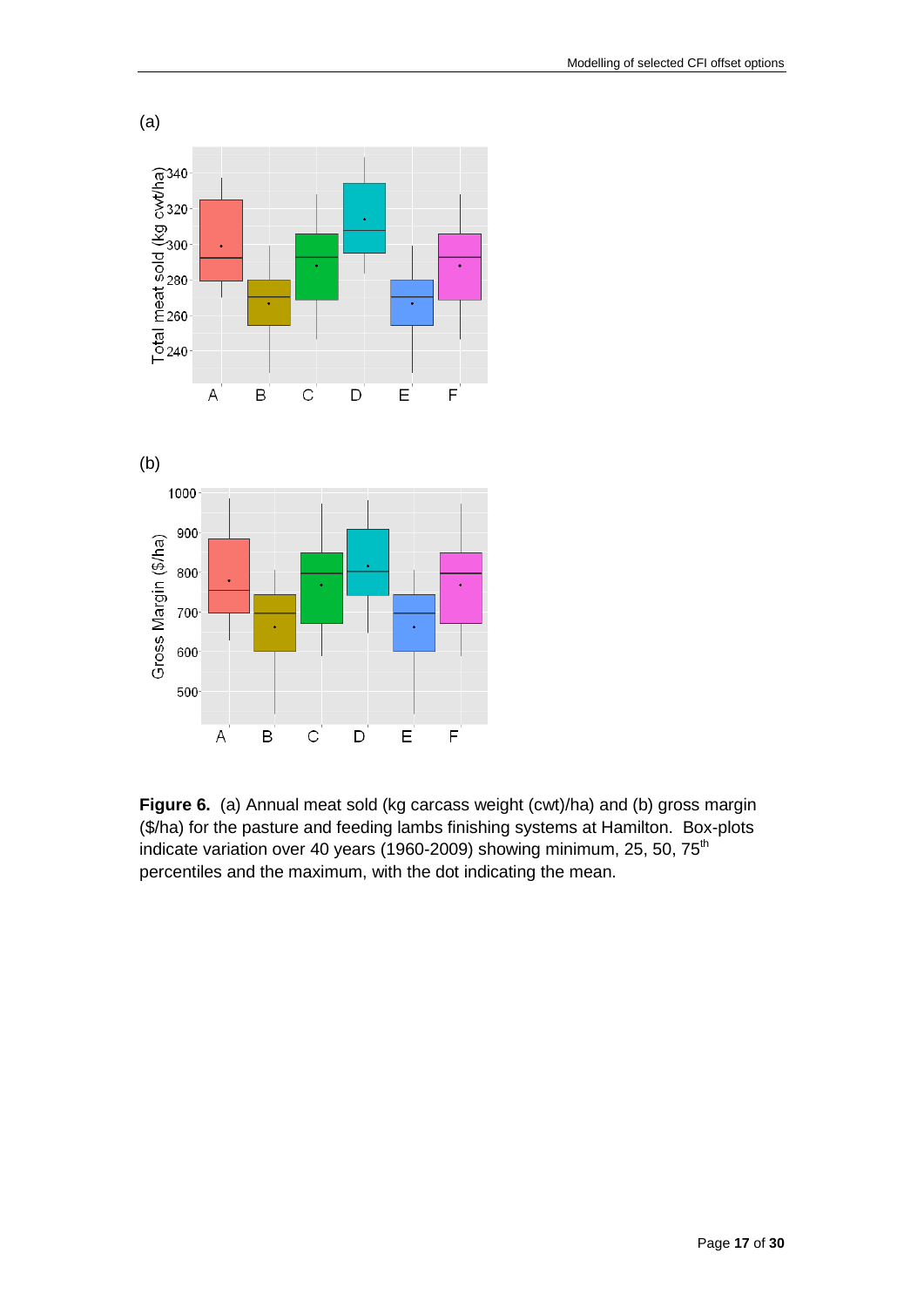(a)

(b)

**Figure 6.** (a) Annual meat sold (kg carcass weight (cwt)/ha) and (b) gross margin ($/ha) for the pasture and feeding lambs finishing systems at Hamilton. Box-plots indicate variation over 40 years (1960-2009) showing minimum, 25, 50, 75$^{th}$ percentiles and the maximum, with the dot indicating the mean.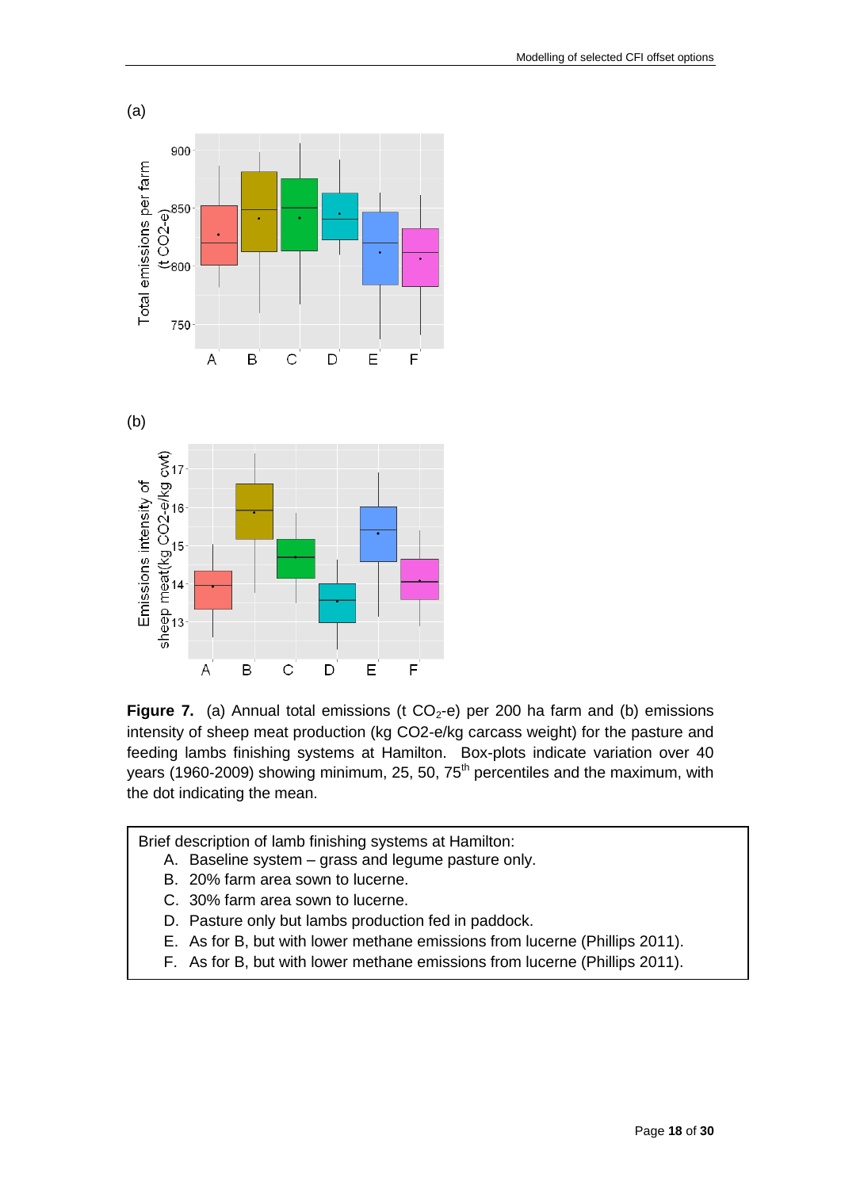(a)

(b)

**Figure 7.** (a) Annual total emissions (t $CO_2$-e) per 200 ha farm and (b) emissions intensity of sheep meat production (kg CO2-e/kg carcass weight) for the pasture and feeding lambs finishing systems at Hamilton. Box-plots indicate variation over 40 years (1960-2009) showing minimum, 25, 50, 75$^{th}$ percentiles and the maximum, with the dot indicating the mean.

Brief description of lamb finishing systems at Hamilton:

A. Baseline system – grass and legume pasture only.
B. 20% farm area sown to lucerne.
C. 30% farm area sown to lucerne.
D. Pasture only but lambs production fed in paddock.
E. As for B, but with lower methane emissions from lucerne (Phillips 2011).
F. As for B, but with lower methane emissions from lucerne (Phillips 2011).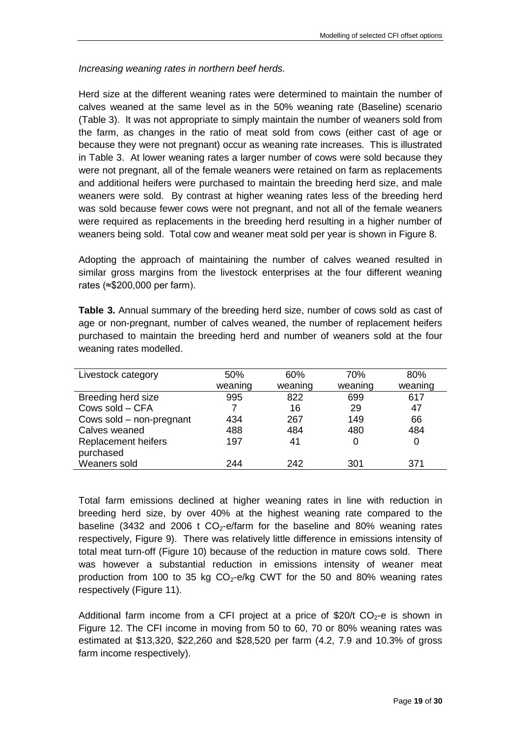*Increasing weaning rates in northern beef herds.*

Herd size at the different weaning rates were determined to maintain the number of calves weaned at the same level as in the 50% weaning rate (Baseline) scenario (Table 3). It was not appropriate to simply maintain the number of weaners sold from the farm, as changes in the ratio of meat sold from cows (either cast of age or because they were not pregnant) occur as weaning rate increases. This is illustrated in Table 3. At lower weaning rates a larger number of cows were sold because they were not pregnant, all of the female weaners were retained on farm as replacements and additional heifers were purchased to maintain the breeding herd size, and male weaners were sold. By contrast at higher weaning rates less of the breeding herd was sold because fewer cows were not pregnant, and not all of the female weaners were required as replacements in the breeding herd resulting in a higher number of weaners being sold. Total cow and weaner meat sold per year is shown in Figure 8.

Adopting the approach of maintaining the number of calves weaned resulted in similar gross margins from the livestock enterprises at the four different weaning rates (≈\$200,000 per farm).

**Table 3.** Annual summary of the breeding herd size, number of cows sold as cast of age or non-pregnant, number of calves weaned, the number of replacement heifers purchased to maintain the breeding herd and number of weaners sold at the four weaning rates modelled.

| Livestock category | 50% weaning | 60% weaning | 70% weaning | 80% weaning |
|---|---|---|---|---|
| Breeding herd size | 995 | 822 | 699 | 617 |
| Cows sold – CFA | 7 | 16 | 29 | 47 |
| Cows sold – non-pregnant | 434 | 267 | 149 | 66 |
| Calves weaned | 488 | 484 | 480 | 484 |
| Replacement heifers purchased | 197 | 41 | 0 | 0 |
| Weaners sold | 244 | 242 | 301 | 371 |

Total farm emissions declined at higher weaning rates in line with reduction in breeding herd size, by over 40% at the highest weaning rate compared to the baseline (3432 and 2006 t $CO_2$-e/farm for the baseline and 80% weaning rates respectively, Figure 9). There was relatively little difference in emissions intensity of total meat turn-off (Figure 10) because of the reduction in mature cows sold. There was however a substantial reduction in emissions intensity of weaner meat production from 100 to 35 kg $CO_2$-e/kg CWT for the 50 and 80% weaning rates respectively (Figure 11).

Additional farm income from a CFI project at a price of \$20/t $CO_2$-e is shown in Figure 12. The CFI income in moving from 50 to 60, 70 or 80% weaning rates was estimated at \$13,320, \$22,260 and \$28,520 per farm (4.2, 7.9 and 10.3% of gross farm income respectively).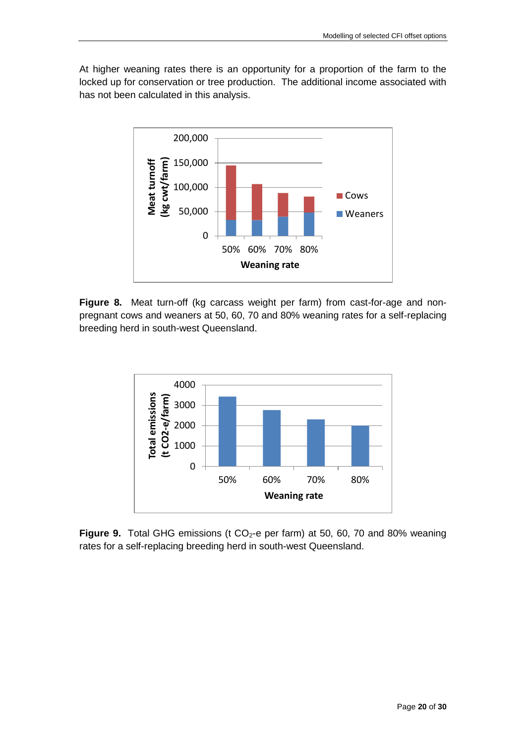At higher weaning rates there is an opportunity for a proportion of the farm to the locked up for conservation or tree production. The additional income associated with has not been calculated in this analysis.

**Figure 8.** Meat turn-off (kg carcass weight per farm) from cast-for-age and non-pregnant cows and weaners at 50, 60, 70 and 80% weaning rates for a self-replacing breeding herd in south-west Queensland.

**Figure 9.** Total GHG emissions (t $CO_2$-e per farm) at 50, 60, 70 and 80% weaning rates for a self-replacing breeding herd in south-west Queensland.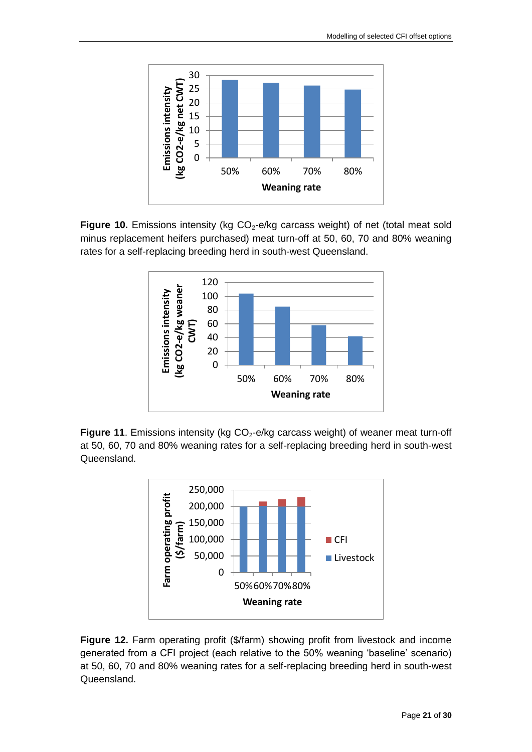**Figure 10.** Emissions intensity (kg $CO_2$-e/kg carcass weight) of net (total meat sold minus replacement heifers purchased) meat turn-off at 50, 60, 70 and 80% weaning rates for a self-replacing breeding herd in south-west Queensland.

**Figure 11**. Emissions intensity (kg $CO_2$-e/kg carcass weight) of weaner meat turn-off at 50, 60, 70 and 80% weaning rates for a self-replacing breeding herd in south-west Queensland.

**Figure 12.** Farm operating profit ($/farm) showing profit from livestock and income generated from a CFI project (each relative to the 50% weaning 'baseline' scenario) at 50, 60, 70 and 80% weaning rates for a self-replacing breeding herd in south-west Queensland.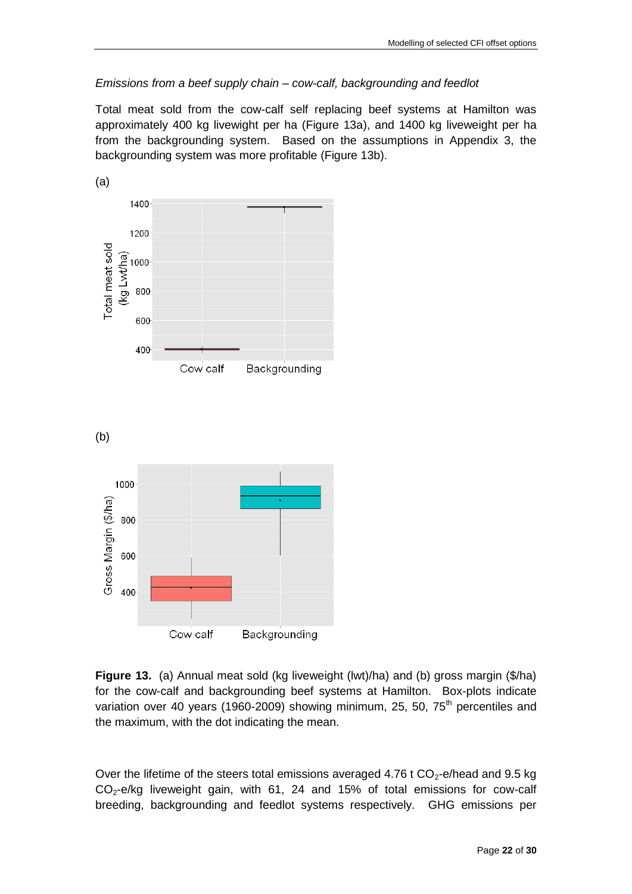*Emissions from a beef supply chain – cow-calf, backgrounding and feedlot*

Total meat sold from the cow-calf self replacing beef systems at Hamilton was approximately 400 kg livewight per ha (Figure 13a), and 1400 kg liveweight per ha from the backgrounding system. Based on the assumptions in Appendix 3, the backgrounding system was more profitable (Figure 13b).

(a)

(b)

**Figure 13.** (a) Annual meat sold (kg liveweight (lwt)/ha) and (b) gross margin ($/ha) for the cow-calf and backgrounding beef systems at Hamilton. Box-plots indicate variation over 40 years (1960-2009) showing minimum, 25, 50, 75th percentiles and the maximum, with the dot indicating the mean.

Over the lifetime of the steers total emissions averaged 4.76 t $CO_2$-e/head and 9.5 kg $CO_2$-e/kg liveweight gain, with 61, 24 and 15% of total emissions for cow-calf breeding, backgrounding and feedlot systems respectively. GHG emissions per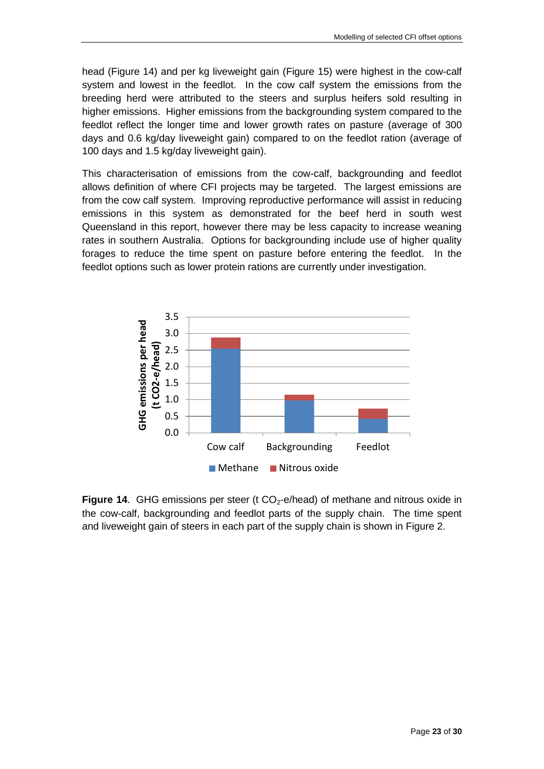head (Figure 14) and per kg liveweight gain (Figure 15) were highest in the cow-calf system and lowest in the feedlot. In the cow calf system the emissions from the breeding herd were attributed to the steers and surplus heifers sold resulting in higher emissions. Higher emissions from the backgrounding system compared to the feedlot reflect the longer time and lower growth rates on pasture (average of 300 days and 0.6 kg/day liveweight gain) compared to on the feedlot ration (average of 100 days and 1.5 kg/day liveweight gain).

This characterisation of emissions from the cow-calf, backgrounding and feedlot allows definition of where CFI projects may be targeted. The largest emissions are from the cow calf system. Improving reproductive performance will assist in reducing emissions in this system as demonstrated for the beef herd in south west Queensland in this report, however there may be less capacity to increase weaning rates in southern Australia. Options for backgrounding include use of higher quality forages to reduce the time spent on pasture before entering the feedlot. In the feedlot options such as lower protein rations are currently under investigation.

**Figure 14**. GHG emissions per steer (t $CO_2$-e/head) of methane and nitrous oxide in the cow-calf, backgrounding and feedlot parts of the supply chain. The time spent and liveweight gain of steers in each part of the supply chain is shown in Figure 2.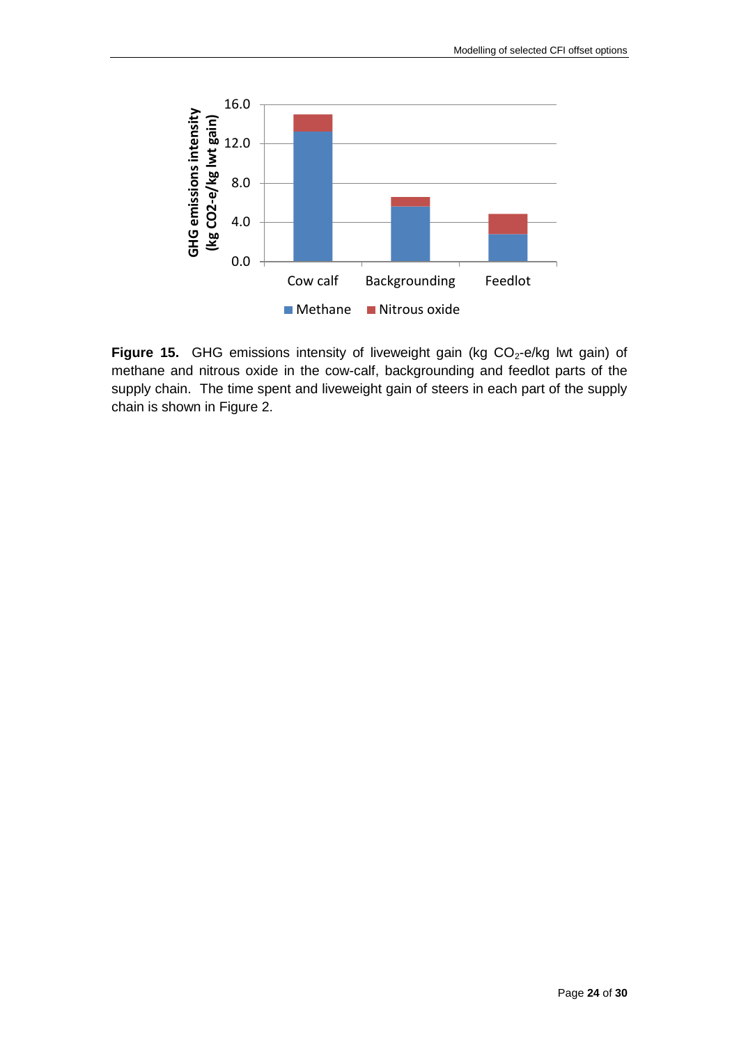**Figure 15.** GHG emissions intensity of liveweight gain (kg $CO_2$-e/kg lwt gain) of methane and nitrous oxide in the cow-calf, backgrounding and feedlot parts of the supply chain. The time spent and liveweight gain of steers in each part of the supply chain is shown in Figure 2.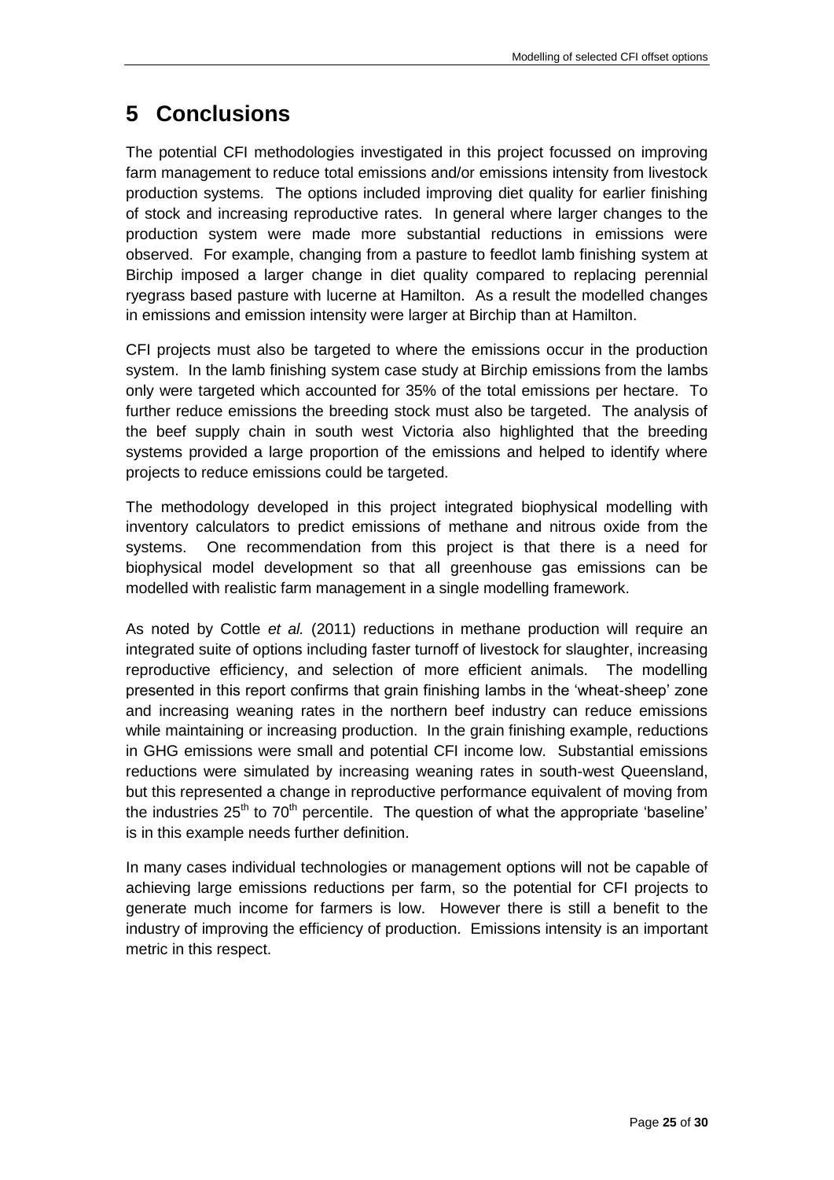# 5 Conclusions

The potential CFI methodologies investigated in this project focussed on improving farm management to reduce total emissions and/or emissions intensity from livestock production systems. The options included improving diet quality for earlier finishing of stock and increasing reproductive rates. In general where larger changes to the production system were made more substantial reductions in emissions were observed. For example, changing from a pasture to feedlot lamb finishing system at Birchip imposed a larger change in diet quality compared to replacing perennial ryegrass based pasture with lucerne at Hamilton. As a result the modelled changes in emissions and emission intensity were larger at Birchip than at Hamilton.

CFI projects must also be targeted to where the emissions occur in the production system. In the lamb finishing system case study at Birchip emissions from the lambs only were targeted which accounted for 35% of the total emissions per hectare. To further reduce emissions the breeding stock must also be targeted. The analysis of the beef supply chain in south west Victoria also highlighted that the breeding systems provided a large proportion of the emissions and helped to identify where projects to reduce emissions could be targeted.

The methodology developed in this project integrated biophysical modelling with inventory calculators to predict emissions of methane and nitrous oxide from the systems. One recommendation from this project is that there is a need for biophysical model development so that all greenhouse gas emissions can be modelled with realistic farm management in a single modelling framework.

As noted by Cottle *et al.* (2011) reductions in methane production will require an integrated suite of options including faster turnoff of livestock for slaughter, increasing reproductive efficiency, and selection of more efficient animals. The modelling presented in this report confirms that grain finishing lambs in the 'wheat-sheep' zone and increasing weaning rates in the northern beef industry can reduce emissions while maintaining or increasing production. In the grain finishing example, reductions in GHG emissions were small and potential CFI income low. Substantial emissions reductions were simulated by increasing weaning rates in south-west Queensland, but this represented a change in reproductive performance equivalent of moving from the industries 25$^{th}$ to 70$^{th}$ percentile. The question of what the appropriate 'baseline' is in this example needs further definition.

In many cases individual technologies or management options will not be capable of achieving large emissions reductions per farm, so the potential for CFI projects to generate much income for farmers is low. However there is still a benefit to the industry of improving the efficiency of production. Emissions intensity is an important metric in this respect.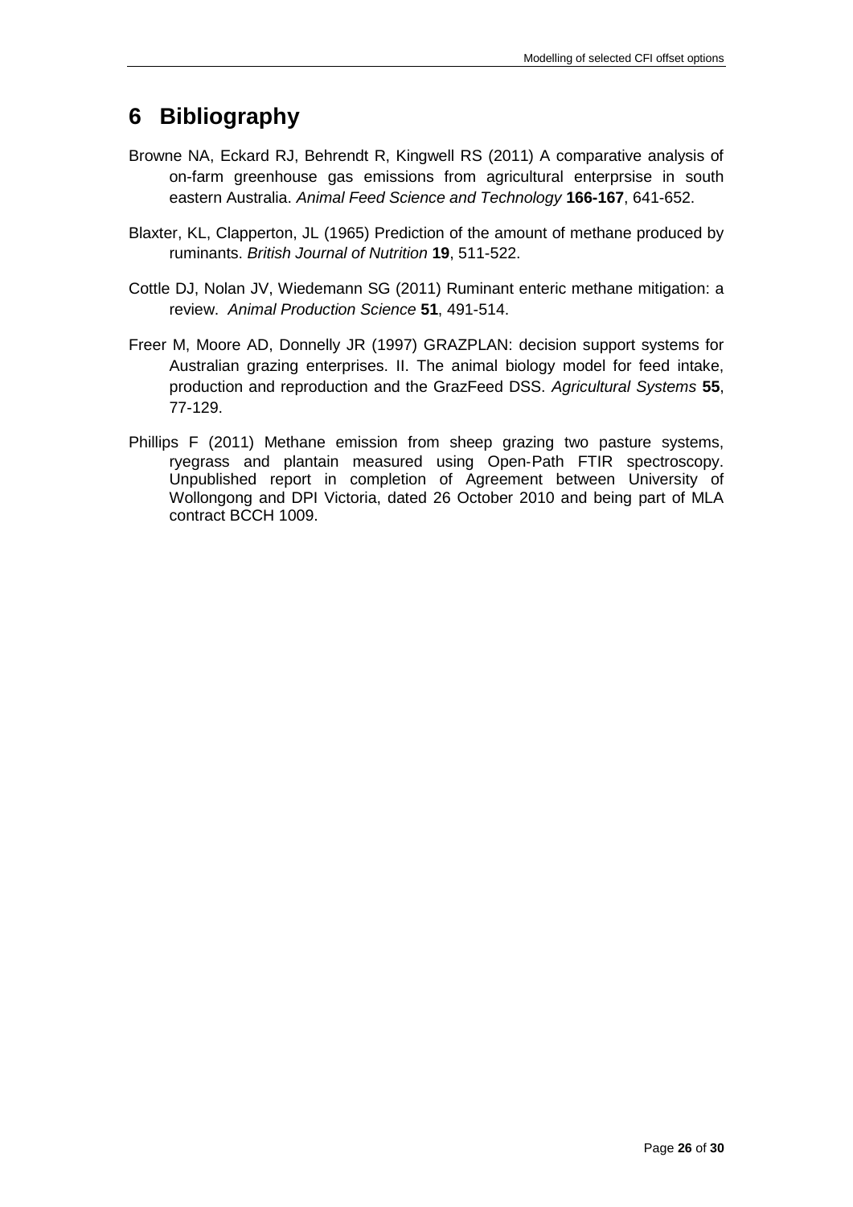# 6 Bibliography

Browne NA, Eckard RJ, Behrendt R, Kingwell RS (2011) A comparative analysis of on-farm greenhouse gas emissions from agricultural enterprsise in south eastern Australia. *Animal Feed Science and Technology* **166-167**, 641-652.

Blaxter, KL, Clapperton, JL (1965) Prediction of the amount of methane produced by ruminants. *British Journal of Nutrition* **19**, 511-522.

Cottle DJ, Nolan JV, Wiedemann SG (2011) Ruminant enteric methane mitigation: a review. *Animal Production Science* **51**, 491-514.

Freer M, Moore AD, Donnelly JR (1997) GRAZPLAN: decision support systems for Australian grazing enterprises. II. The animal biology model for feed intake, production and reproduction and the GrazFeed DSS. *Agricultural Systems* **55**, 77-129.

Phillips F (2011) Methane emission from sheep grazing two pasture systems, ryegrass and plantain measured using Open-Path FTIR spectroscopy. Unpublished report in completion of Agreement between University of Wollongong and DPI Victoria, dated 26 October 2010 and being part of MLA contract BCCH 1009.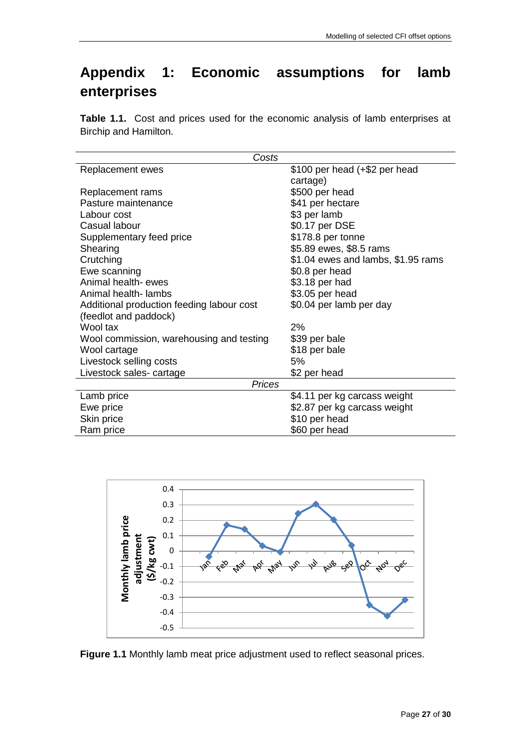# Appendix 1: Economic assumptions for lamb enterprises

**Table 1.1.** Cost and prices used for the economic analysis of lamb enterprises at Birchip and Hamilton.

| *Costs* | |
|---|---|
| Replacement ewes | $100 per head (+$2 per head cartage) |
| Replacement rams | $500 per head |
| Pasture maintenance | $41 per hectare |
| Labour cost | $3 per lamb |
| Casual labour | $0.17 per DSE |
| Supplementary feed price | $178.8 per tonne |
| Shearing | $5.89 ewes, $8.5 rams |
| Crutching | $1.04 ewes and lambs, $1.95 rams |
| Ewe scanning | $0.8 per head |
| Animal health- ewes | $3.18 per had |
| Animal health- lambs | $3.05 per head |
| Additional production feeding labour cost (feedlot and paddock) | $0.04 per lamb per day |
| Wool tax | 2% |
| Wool commission, warehousing and testing | $39 per bale |
| Wool cartage | $18 per bale |
| Livestock selling costs | 5% |
| Livestock sales- cartage | $2 per head |
| *Prices* | |
| Lamb price | $4.11 per kg carcass weight |
| Ewe price | $2.87 per kg carcass weight |
| Skin price | $10 per head |
| Ram price | $60 per head |

**Figure 1.1** Monthly lamb meat price adjustment used to reflect seasonal prices.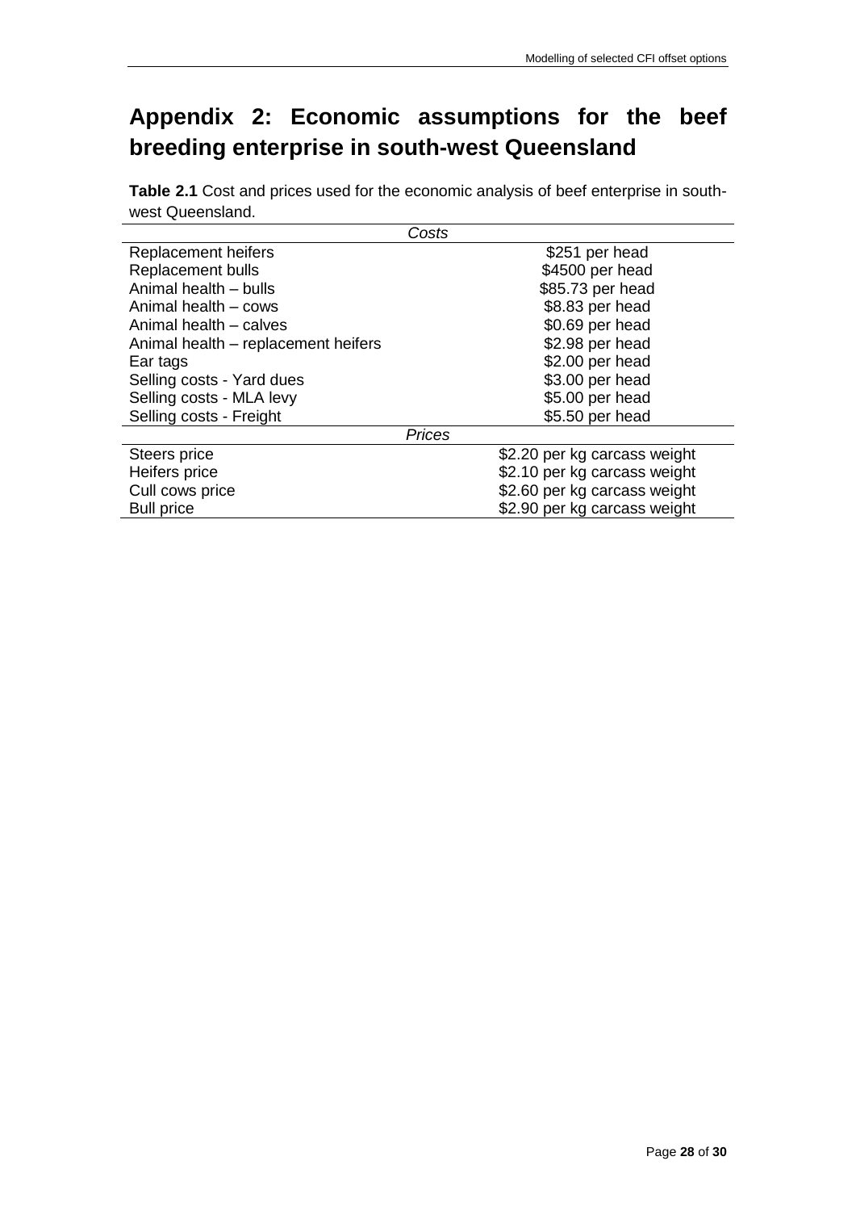# Appendix 2: Economic assumptions for the beef breeding enterprise in south-west Queensland

**Table 2.1** Cost and prices used for the economic analysis of beef enterprise in south-west Queensland.

| *Costs* | |
|---|---|
| Replacement heifers | $251 per head |
| Replacement bulls | $4500 per head |
| Animal health – bulls | $85.73 per head |
| Animal health – cows | $8.83 per head |
| Animal health – calves | $0.69 per head |
| Animal health – replacement heifers | $2.98 per head |
| Ear tags | $2.00 per head |
| Selling costs - Yard dues | $3.00 per head |
| Selling costs - MLA levy | $5.00 per head |
| Selling costs - Freight | $5.50 per head |
| *Prices* | |
| Steers price | $2.20 per kg carcass weight |
| Heifers price | $2.10 per kg carcass weight |
| Cull cows price | $2.60 per kg carcass weight |
| Bull price | $2.90 per kg carcass weight |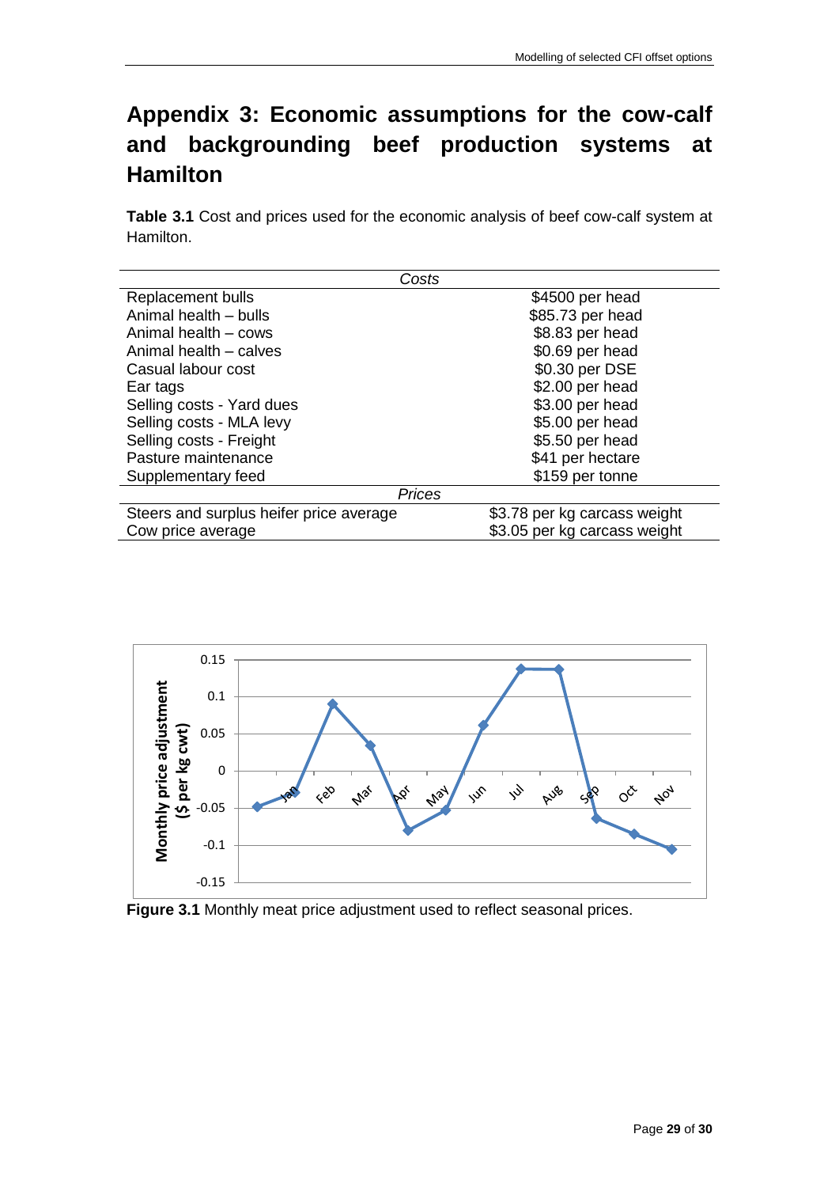# Appendix 3: Economic assumptions for the cow-calf and backgrounding beef production systems at Hamilton

**Table 3.1** Cost and prices used for the economic analysis of beef cow-calf system at Hamilton.

| *Costs* | |
|---|---|
| Replacement bulls | \$4500 per head |
| Animal health – bulls | \$85.73 per head |
| Animal health – cows | \$8.83 per head |
| Animal health – calves | \$0.69 per head |
| Casual labour cost | \$0.30 per DSE |
| Ear tags | \$2.00 per head |
| Selling costs - Yard dues | \$3.00 per head |
| Selling costs - MLA levy | \$5.00 per head |
| Selling costs - Freight | \$5.50 per head |
| Pasture maintenance | \$41 per hectare |
| Supplementary feed | \$159 per tonne |
| *Prices* | |
| Steers and surplus heifer price average | \$3.78 per kg carcass weight |
| Cow price average | \$3.05 per kg carcass weight |

**Figure 3.1** Monthly meat price adjustment used to reflect seasonal prices.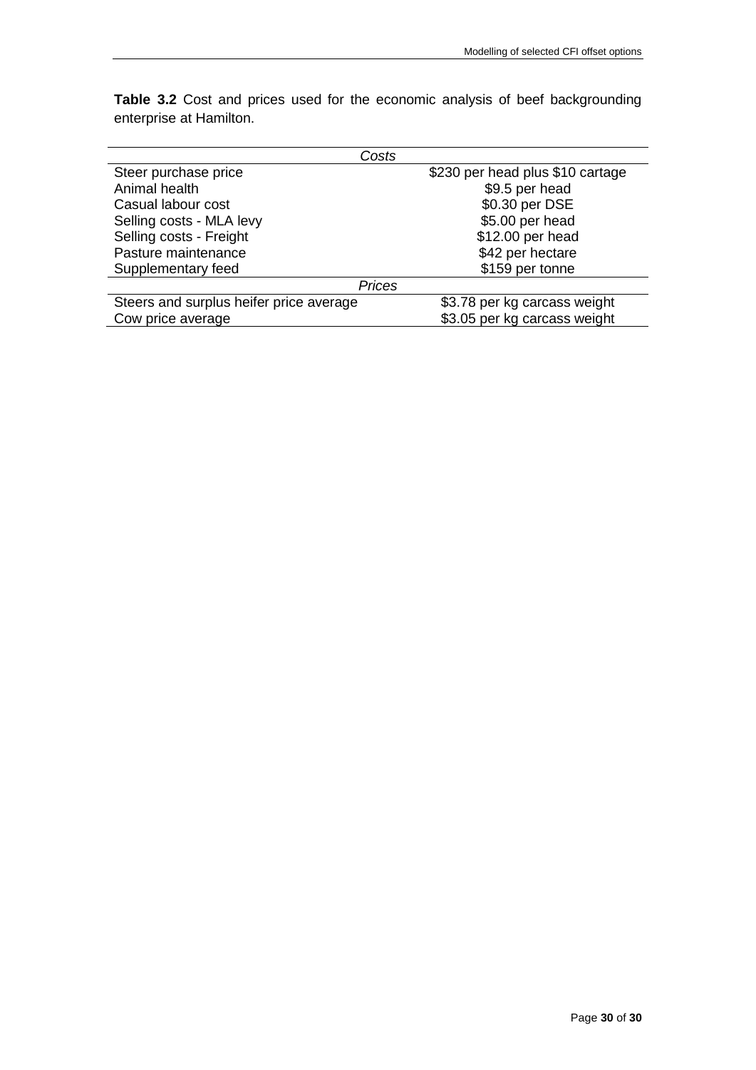**Table 3.2** Cost and prices used for the economic analysis of beef backgrounding enterprise at Hamilton.

| | |
|---|---|
| *Costs* | |
| Steer purchase price | \$230 per head plus \$10 cartage |
| Animal health | \$9.5 per head |
| Casual labour cost | \$0.30 per DSE |
| Selling costs - MLA levy | \$5.00 per head |
| Selling costs - Freight | \$12.00 per head |
| Pasture maintenance | \$42 per hectare |
| Supplementary feed | \$159 per tonne |
| *Prices* | |
| Steers and surplus heifer price average | \$3.78 per kg carcass weight |
| Cow price average | \$3.05 per kg carcass weight |